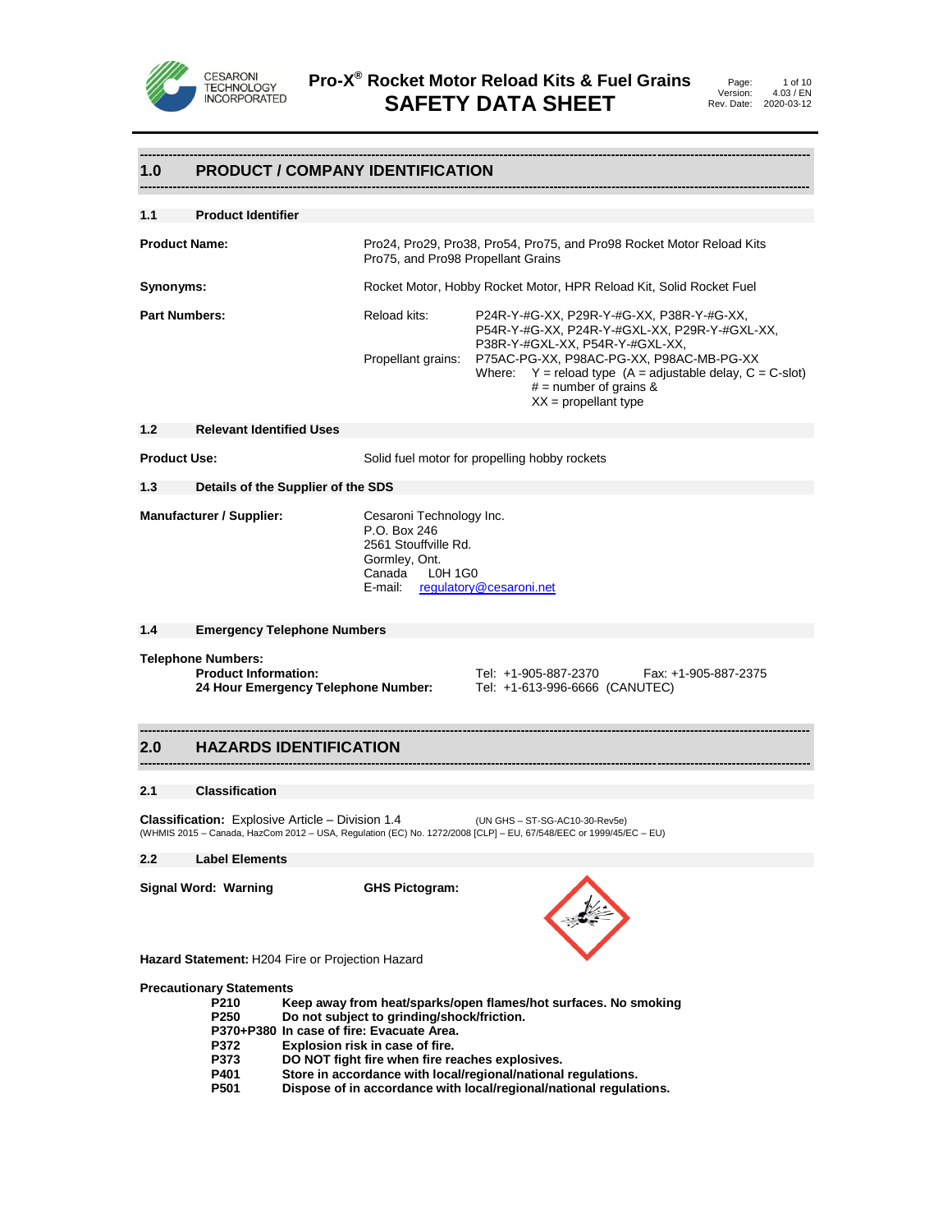# Pro-X® Rocket Motor Reload Kits & Fuel Grains
# SAFETY DATA SHEET

CESARONI TECHNOLOGY INCORPORATED

Page: 1 of 10
Version: 4.03 / EN
Rev. Date: 2020-03-12

## 1.0 PRODUCT / COMPANY IDENTIFICATION

### 1.1 Product Identifier

**Product Name:** Pro24, Pro29, Pro38, Pro54, Pro75, and Pro98 Rocket Motor Reload Kits
Pro75, and Pro98 Propellant Grains

**Synonyms:** Rocket Motor, Hobby Rocket Motor, HPR Reload Kit, Solid Rocket Fuel

**Part Numbers:**

Reload kits: P24R-Y-#G-XX, P29R-Y-#G-XX, P38R-Y-#G-XX, P54R-Y-#G-XX, P24R-Y-#GXL-XX, P29R-Y-#GXL-XX, P38R-Y-#GXL-XX, P54R-Y-#GXL-XX,

Propellant grains: P75AC-PG-XX, P98AC-PG-XX, P98AC-MB-PG-XX

Where: Y = reload type (A = adjustable delay, C = C-slot)
# = number of grains &
XX = propellant type

### 1.2 Relevant Identified Uses

**Product Use:** Solid fuel motor for propelling hobby rockets

### 1.3 Details of the Supplier of the SDS

**Manufacturer / Supplier:**
Cesaroni Technology Inc.
P.O. Box 246
2561 Stouffville Rd.
Gormley, Ont.
Canada L0H 1G0
E-mail: regulatory@cesaroni.net

### 1.4 Emergency Telephone Numbers

**Telephone Numbers:**

**Product Information:** Tel: +1-905-887-2370 Fax: +1-905-887-2375
**24 Hour Emergency Telephone Number:** Tel: +1-613-996-6666 (CANUTEC)

## 2.0 HAZARDS IDENTIFICATION

### 2.1 Classification

**Classification:** Explosive Article – Division 1.4 (UN GHS – ST-SG-AC10-30-Rev5e)
(WHMIS 2015 – Canada, HazCom 2012 – USA, Regulation (EC) No. 1272/2008 [CLP] – EU, 67/548/EEC or 1999/45/EC – EU)

### 2.2 Label Elements

**Signal Word: Warning**

**GHS Pictogram:**

**Hazard Statement:** H204 Fire or Projection Hazard

**Precautionary Statements**

| | |
|---|---|
| **P210** | **Keep away from heat/sparks/open flames/hot surfaces. No smoking** |
| **P250** | **Do not subject to grinding/shock/friction.** |
| **P370+P380** | **In case of fire: Evacuate Area.** |
| **P372** | **Explosion risk in case of fire.** |
| **P373** | **DO NOT fight fire when fire reaches explosives.** |
| **P401** | **Store in accordance with local/regional/national regulations.** |
| **P501** | **Dispose of in accordance with local/regional/national regulations.** |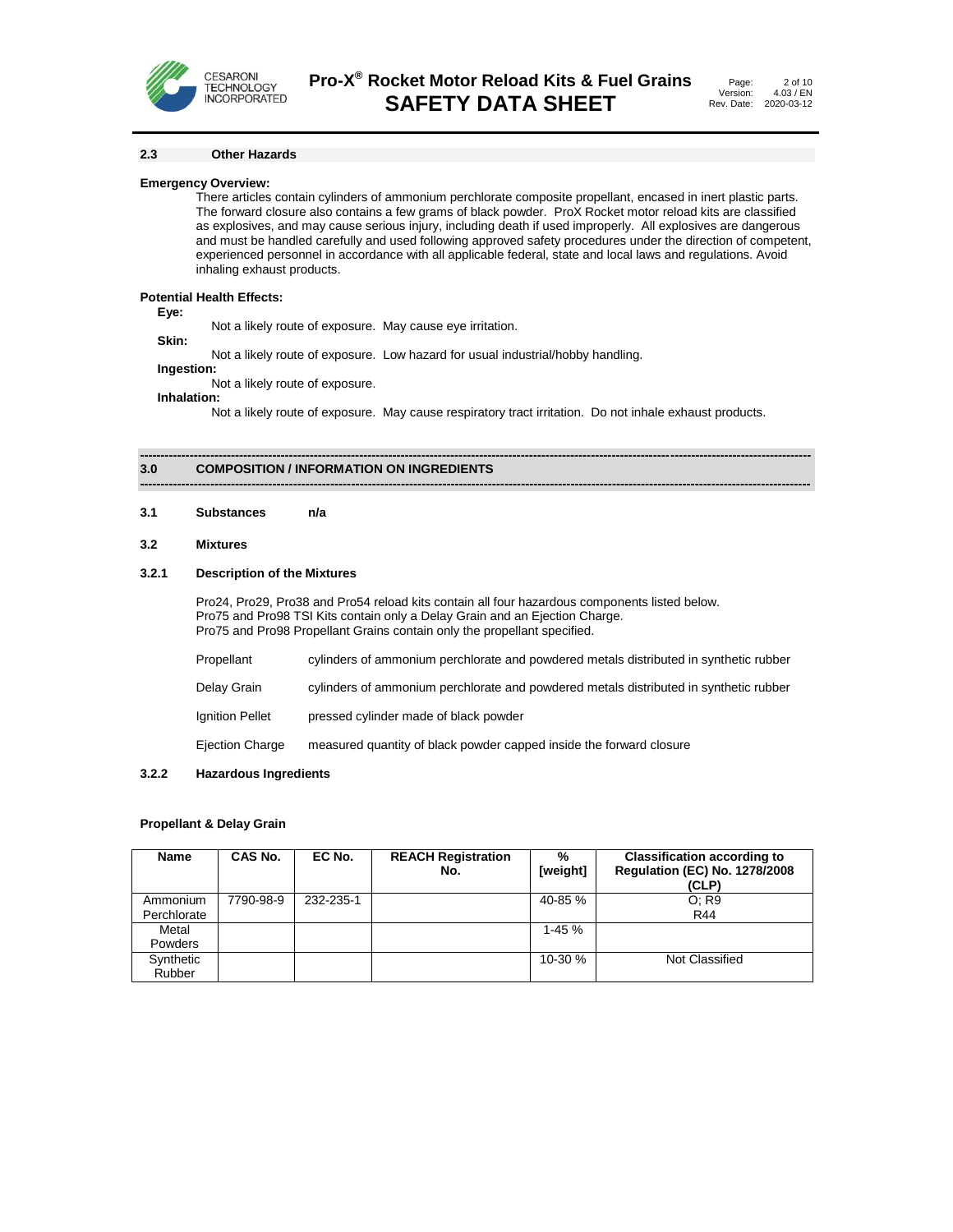## 2.3 Other Hazards

**Emergency Overview:**

There articles contain cylinders of ammonium perchlorate composite propellant, encased in inert plastic parts. The forward closure also contains a few grams of black powder. ProX Rocket motor reload kits are classified as explosives, and may cause serious injury, including death if used improperly. All explosives are dangerous and must be handled carefully and used following approved safety procedures under the direction of competent, experienced personnel in accordance with all applicable federal, state and local laws and regulations. Avoid inhaling exhaust products.

**Potential Health Effects:**

**Eye:**

Not a likely route of exposure. May cause eye irritation.

**Skin:**

Not a likely route of exposure. Low hazard for usual industrial/hobby handling.

**Ingestion:**

Not a likely route of exposure.

**Inhalation:**

Not a likely route of exposure. May cause respiratory tract irritation. Do not inhale exhaust products.

# 3.0 COMPOSITION / INFORMATION ON INGREDIENTS

### 3.1 Substances n/a

### 3.2 Mixtures

### 3.2.1 Description of the Mixtures

Pro24, Pro29, Pro38 and Pro54 reload kits contain all four hazardous components listed below.
Pro75 and Pro98 TSI Kits contain only a Delay Grain and an Ejection Charge.
Pro75 and Pro98 Propellant Grains contain only the propellant specified.

| | |
|---|---|
| Propellant | cylinders of ammonium perchlorate and powdered metals distributed in synthetic rubber |
| Delay Grain | cylinders of ammonium perchlorate and powdered metals distributed in synthetic rubber |
| Ignition Pellet | pressed cylinder made of black powder |
| Ejection Charge | measured quantity of black powder capped inside the forward closure |

### 3.2.2 Hazardous Ingredients

**Propellant & Delay Grain**

| Name | CAS No. | EC No. | REACH Registration No. | % [weight] | Classification according to Regulation (EC) No. 1278/2008 (CLP) |
|---|---|---|---|---|---|
| Ammonium Perchlorate | 7790-98-9 | 232-235-1 | | 40-85 % | O; R9<br>R44 |
| Metal Powders | | | | 1-45 % | |
| Synthetic Rubber | | | | 10-30 % | Not Classified |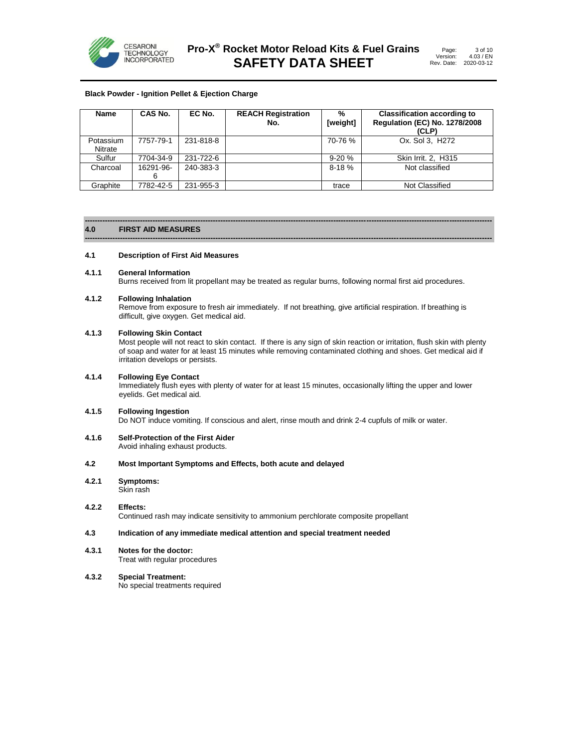**Black Powder - Ignition Pellet & Ejection Charge**

| Name | CAS No. | EC No. | REACH Registration No. | % [weight] | Classification according to Regulation (EC) No. 1278/2008 (CLP) |
|---|---|---|---|---|---|
| Potassium Nitrate | 7757-79-1 | 231-818-8 | | 70-76 % | Ox. Sol 3, H272 |
| Sulfur | 7704-34-9 | 231-722-6 | | 9-20 % | Skin Irrit. 2, H315 |
| Charcoal | 16291-96-6 | 240-383-3 | | 8-18 % | Not classified |
| Graphite | 7782-42-5 | 231-955-3 | | trace | Not Classified |

## 4.0 FIRST AID MEASURES

### 4.1 Description of First Aid Measures

**4.1.1 General Information**

Burns received from lit propellant may be treated as regular burns, following normal first aid procedures.

**4.1.2 Following Inhalation**

Remove from exposure to fresh air immediately. If not breathing, give artificial respiration. If breathing is difficult, give oxygen. Get medical aid.

**4.1.3 Following Skin Contact**

Most people will not react to skin contact. If there is any sign of skin reaction or irritation, flush skin with plenty of soap and water for at least 15 minutes while removing contaminated clothing and shoes. Get medical aid if irritation develops or persists.

**4.1.4 Following Eye Contact**

Immediately flush eyes with plenty of water for at least 15 minutes, occasionally lifting the upper and lower eyelids. Get medical aid.

**4.1.5 Following Ingestion**

Do NOT induce vomiting. If conscious and alert, rinse mouth and drink 2-4 cupfuls of milk or water.

**4.1.6 Self-Protection of the First Aider**

Avoid inhaling exhaust products.

### 4.2 Most Important Symptoms and Effects, both acute and delayed

**4.2.1 Symptoms:**

Skin rash

**4.2.2 Effects:**

Continued rash may indicate sensitivity to ammonium perchlorate composite propellant

### 4.3 Indication of any immediate medical attention and special treatment needed

**4.3.1 Notes for the doctor:**

Treat with regular procedures

**4.3.2 Special Treatment:**

No special treatments required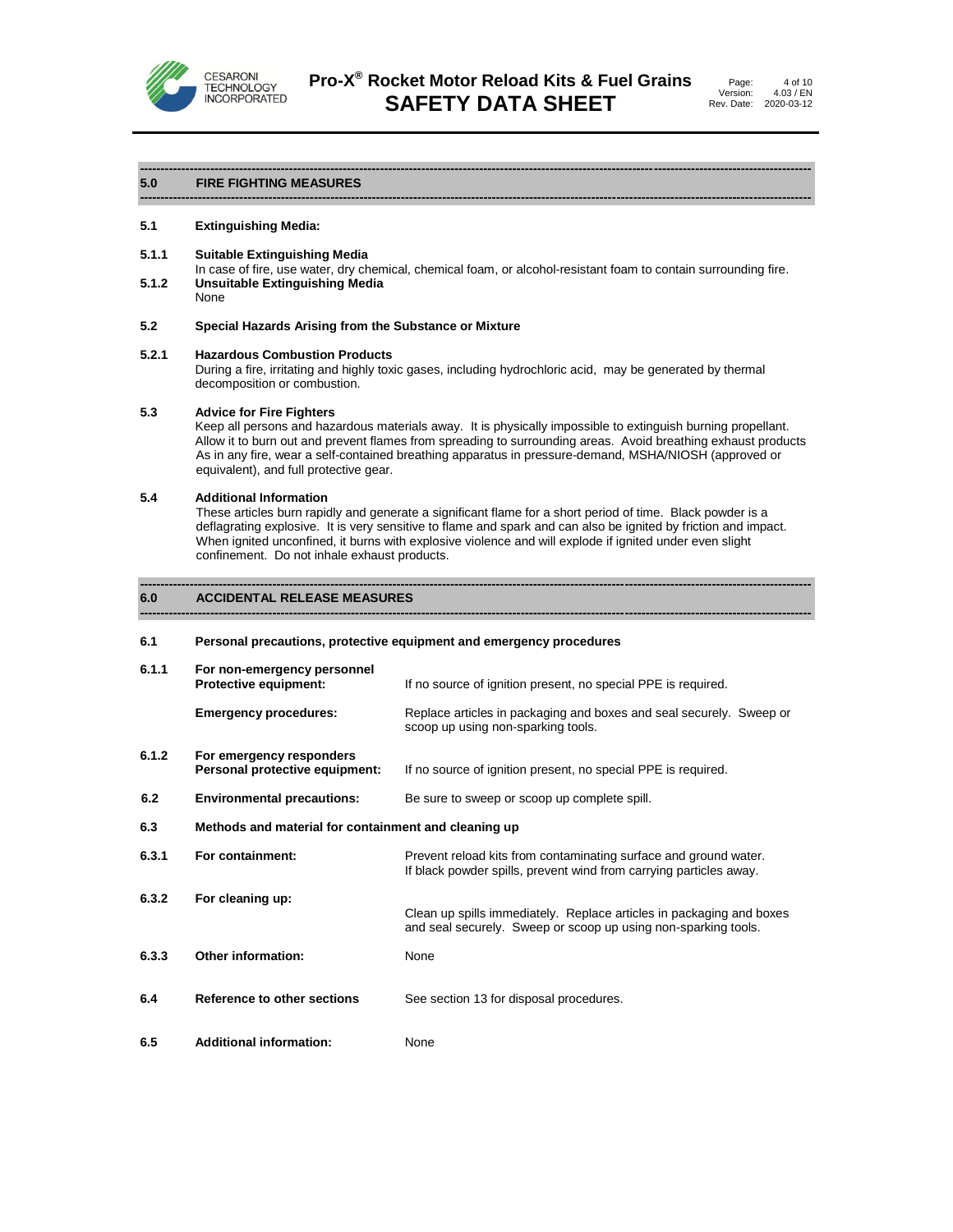## 5.0 FIRE FIGHTING MEASURES

### 5.1 Extinguishing Media:

**5.1.1 Suitable Extinguishing Media**

In case of fire, use water, dry chemical, chemical foam, or alcohol-resistant foam to contain surrounding fire.

**5.1.2 Unsuitable Extinguishing Media**

None

### 5.2 Special Hazards Arising from the Substance or Mixture

**5.2.1 Hazardous Combustion Products**

During a fire, irritating and highly toxic gases, including hydrochloric acid, may be generated by thermal decomposition or combustion.

### 5.3 Advice for Fire Fighters

Keep all persons and hazardous materials away. It is physically impossible to extinguish burning propellant. Allow it to burn out and prevent flames from spreading to surrounding areas. Avoid breathing exhaust products As in any fire, wear a self-contained breathing apparatus in pressure-demand, MSHA/NIOSH (approved or equivalent), and full protective gear.

### 5.4 Additional Information

These articles burn rapidly and generate a significant flame for a short period of time. Black powder is a deflagrating explosive. It is very sensitive to flame and spark and can also be ignited by friction and impact. When ignited unconfined, it burns with explosive violence and will explode if ignited under even slight confinement. Do not inhale exhaust products.

## 6.0 ACCIDENTAL RELEASE MEASURES

### 6.1 Personal precautions, protective equipment and emergency procedures

**6.1.1 For non-emergency personnel**

| | | |
|---|---|---|
| | **Protective equipment:** | If no source of ignition present, no special PPE is required. |
| | **Emergency procedures:** | Replace articles in packaging and boxes and seal securely. Sweep or scoop up using non-sparking tools. |
| **6.1.2** | **For emergency responders Personal protective equipment:** | If no source of ignition present, no special PPE is required. |
| **6.2** | **Environmental precautions:** | Be sure to sweep or scoop up complete spill. |

### 6.3 Methods and material for containment and cleaning up

| | | |
|---|---|---|
| **6.3.1** | **For containment:** | Prevent reload kits from contaminating surface and ground water. If black powder spills, prevent wind from carrying particles away. |
| **6.3.2** | **For cleaning up:** | Clean up spills immediately. Replace articles in packaging and boxes and seal securely. Sweep or scoop up using non-sparking tools. |
| **6.3.3** | **Other information:** | None |
| **6.4** | **Reference to other sections** | See section 13 for disposal procedures. |
| **6.5** | **Additional information:** | None |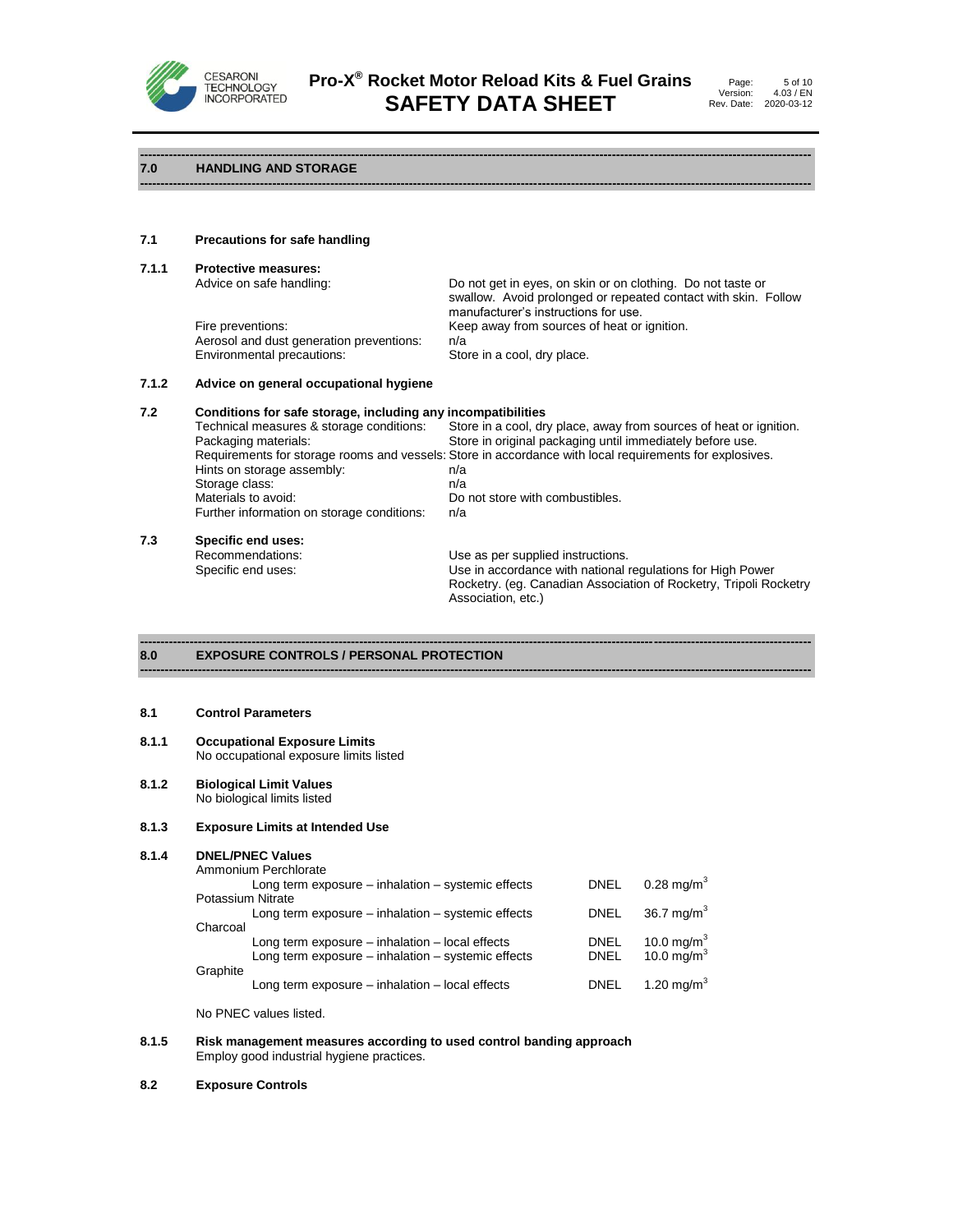## 7.0 HANDLING AND STORAGE

### 7.1 Precautions for safe handling

#### 7.1.1 Protective measures:

| | |
|---|---|
| Advice on safe handling: | Do not get in eyes, on skin or on clothing. Do not taste or swallow. Avoid prolonged or repeated contact with skin. Follow manufacturer's instructions for use. |
| Fire preventions: | Keep away from sources of heat or ignition. |
| Aerosol and dust generation preventions: | n/a |
| Environmental precautions: | Store in a cool, dry place. |

#### 7.1.2 Advice on general occupational hygiene

### 7.2 Conditions for safe storage, including any incompatibilities

| | |
|---|---|
| Technical measures & storage conditions: | Store in a cool, dry place, away from sources of heat or ignition. |
| Packaging materials: | Store in original packaging until immediately before use. |
| Requirements for storage rooms and vessels: | Store in accordance with local requirements for explosives. |
| Hints on storage assembly: | n/a |
| Storage class: | n/a |
| Materials to avoid: | Do not store with combustibles. |
| Further information on storage conditions: | n/a |

### 7.3 Specific end uses:

| | |
|---|---|
| Recommendations: | Use as per supplied instructions. |
| Specific end uses: | Use in accordance with national regulations for High Power Rocketry. (eg. Canadian Association of Rocketry, Tripoli Rocketry Association, etc.) |

## 8.0 EXPOSURE CONTROLS / PERSONAL PROTECTION

### 8.1 Control Parameters

#### 8.1.1 Occupational Exposure Limits

No occupational exposure limits listed

#### 8.1.2 Biological Limit Values

No biological limits listed

#### 8.1.3 Exposure Limits at Intended Use

#### 8.1.4 DNEL/PNEC Values

| Substance / Exposure | Type | Value |
|---|---|---|
| **Ammonium Perchlorate** | | |
| Long term exposure – inhalation – systemic effects | DNEL | 0.28 mg/m$^3$ |
| **Potassium Nitrate** | | |
| Long term exposure – inhalation – systemic effects | DNEL | 36.7 mg/m$^3$ |
| **Charcoal** | | |
| Long term exposure – inhalation – local effects | DNEL | 10.0 mg/m$^3$ |
| Long term exposure – inhalation – systemic effects | DNEL | 10.0 mg/m$^3$ |
| **Graphite** | | |
| Long term exposure – inhalation – local effects | DNEL | 1.20 mg/m$^3$ |

No PNEC values listed.

#### 8.1.5 Risk management measures according to used control banding approach

Employ good industrial hygiene practices.

### 8.2 Exposure Controls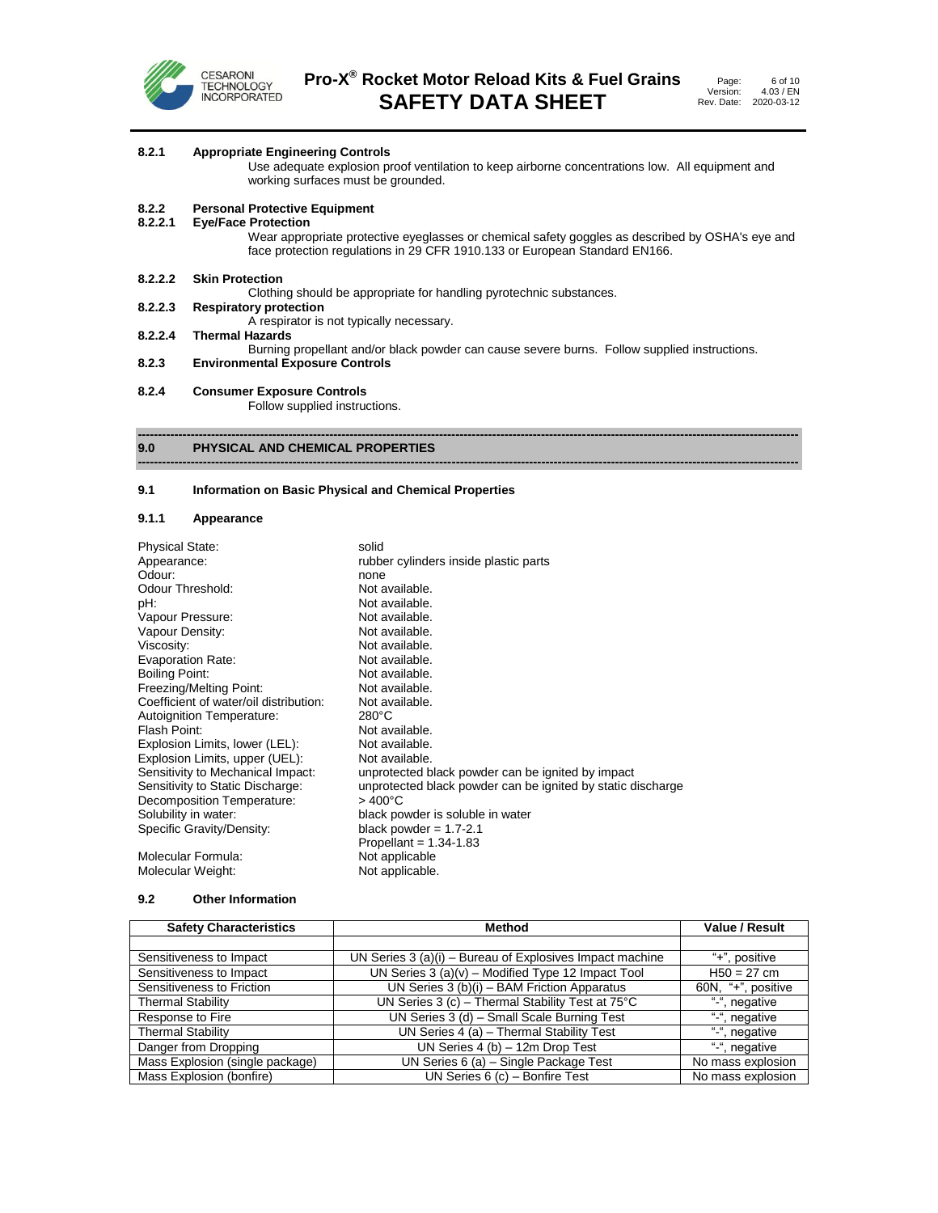**8.2.1 Appropriate Engineering Controls**

Use adequate explosion proof ventilation to keep airborne concentrations low. All equipment and working surfaces must be grounded.

**8.2.2 Personal Protective Equipment**

**8.2.2.1 Eye/Face Protection**

Wear appropriate protective eyeglasses or chemical safety goggles as described by OSHA's eye and face protection regulations in 29 CFR 1910.133 or European Standard EN166.

**8.2.2.2 Skin Protection**

Clothing should be appropriate for handling pyrotechnic substances.

**8.2.2.3 Respiratory protection**

A respirator is not typically necessary.

**8.2.2.4 Thermal Hazards**

Burning propellant and/or black powder can cause severe burns. Follow supplied instructions.

**8.2.3 Environmental Exposure Controls**

**8.2.4 Consumer Exposure Controls**

Follow supplied instructions.

## 9.0 PHYSICAL AND CHEMICAL PROPERTIES

### 9.1 Information on Basic Physical and Chemical Properties

#### 9.1.1 Appearance

| | |
|---|---|
| Physical State: | solid |
| Appearance: | rubber cylinders inside plastic parts |
| Odour: | none |
| Odour Threshold: | Not available. |
| pH: | Not available. |
| Vapour Pressure: | Not available. |
| Vapour Density: | Not available. |
| Viscosity: | Not available. |
| Evaporation Rate: | Not available. |
| Boiling Point: | Not available. |
| Freezing/Melting Point: | Not available. |
| Coefficient of water/oil distribution: | Not available. |
| Autoignition Temperature: | 280°C |
| Flash Point: | Not available. |
| Explosion Limits, lower (LEL): | Not available. |
| Explosion Limits, upper (UEL): | Not available. |
| Sensitivity to Mechanical Impact: | unprotected black powder can be ignited by impact |
| Sensitivity to Static Discharge: | unprotected black powder can be ignited by static discharge |
| Decomposition Temperature: | > 400°C |
| Solubility in water: | black powder is soluble in water |
| Specific Gravity/Density: | black powder = 1.7-2.1<br>Propellant = 1.34-1.83 |
| Molecular Formula: | Not applicable |
| Molecular Weight: | Not applicable. |

### 9.2 Other Information

| Safety Characteristics | Method | Value / Result |
|---|---|---|
| | | |
| Sensitiveness to Impact | UN Series 3 (a)(i) – Bureau of Explosives Impact machine | "+", positive |
| Sensitiveness to Impact | UN Series 3 (a)(v) – Modified Type 12 Impact Tool | H50 = 27 cm |
| Sensitiveness to Friction | UN Series 3 (b)(i) – BAM Friction Apparatus | 60N, "+", positive |
| Thermal Stability | UN Series 3 (c) – Thermal Stability Test at 75°C | "-", negative |
| Response to Fire | UN Series 3 (d) – Small Scale Burning Test | "-", negative |
| Thermal Stability | UN Series 4 (a) – Thermal Stability Test | "-", negative |
| Danger from Dropping | UN Series 4 (b) – 12m Drop Test | "-", negative |
| Mass Explosion (single package) | UN Series 6 (a) – Single Package Test | No mass explosion |
| Mass Explosion (bonfire) | UN Series 6 (c) – Bonfire Test | No mass explosion |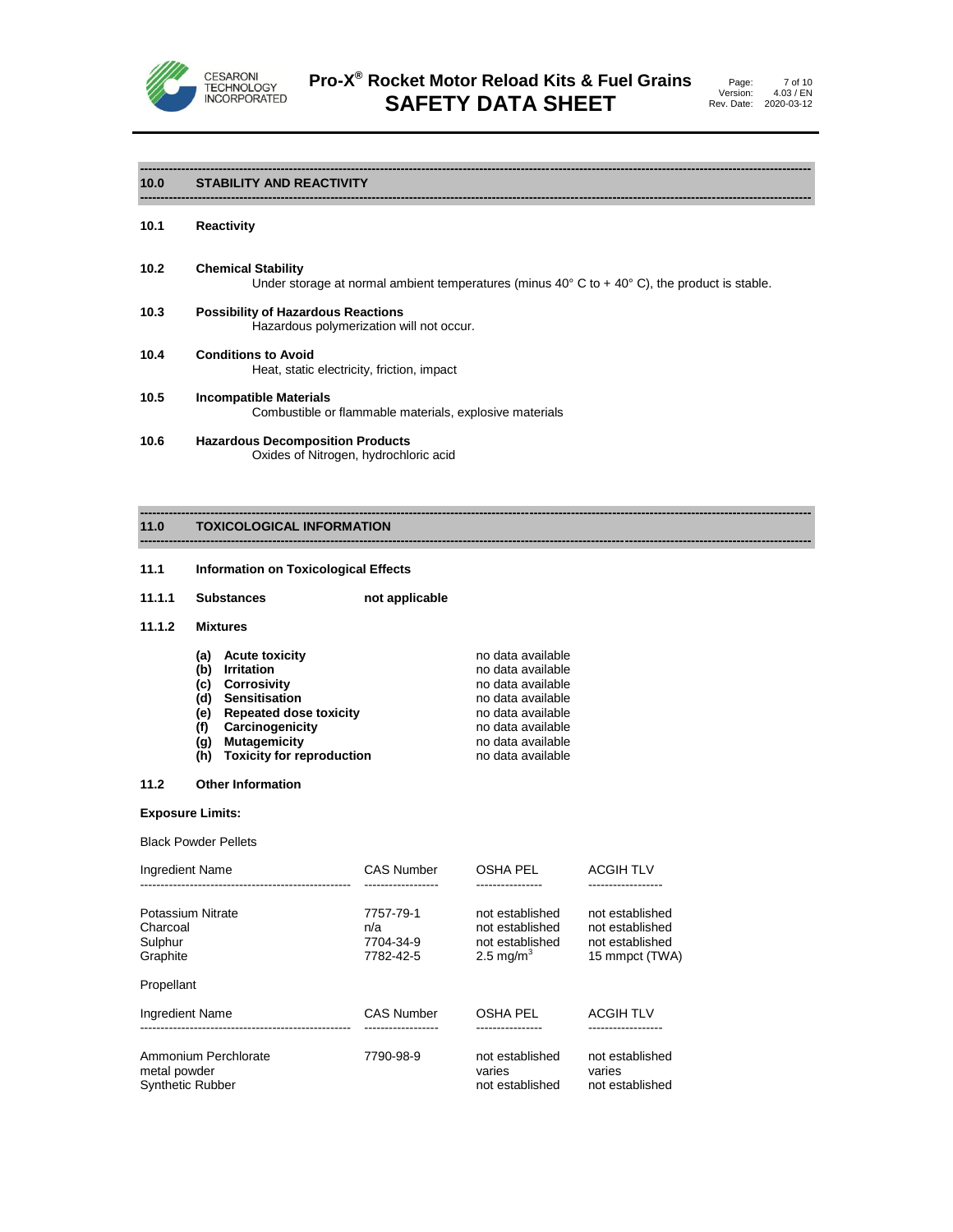## 10.0 STABILITY AND REACTIVITY

**10.1 Reactivity**

**10.2 Chemical Stability**

Under storage at normal ambient temperatures (minus 40° C to + 40° C), the product is stable.

**10.3 Possibility of Hazardous Reactions**

Hazardous polymerization will not occur.

**10.4 Conditions to Avoid**

Heat, static electricity, friction, impact

**10.5 Incompatible Materials**

Combustible or flammable materials, explosive materials

**10.6 Hazardous Decomposition Products**

Oxides of Nitrogen, hydrochloric acid

## 11.0 TOXICOLOGICAL INFORMATION

**11.1 Information on Toxicological Effects**

**11.1.1 Substances** **not applicable**

**11.1.2 Mixtures**

| | |
|---|---|
| **(a) Acute toxicity** | no data available |
| **(b) Irritation** | no data available |
| **(c) Corrosivity** | no data available |
| **(d) Sensitisation** | no data available |
| **(e) Repeated dose toxicity** | no data available |
| **(f) Carcinogenicity** | no data available |
| **(g) Mutagemicity** | no data available |
| **(h) Toxicity for reproduction** | no data available |

**11.2 Other Information**

**Exposure Limits:**

Black Powder Pellets

| Ingredient Name | CAS Number | OSHA PEL | ACGIH TLV |
|---|---|---|---|
| Potassium Nitrate | 7757-79-1 | not established | not established |
| Charcoal | n/a | not established | not established |
| Sulphur | 7704-34-9 | not established | not established |
| Graphite | 7782-42-5 | 2.5 mg/m$^3$ | 15 mmpct (TWA) |

Propellant

| Ingredient Name | CAS Number | OSHA PEL | ACGIH TLV |
|---|---|---|---|
| Ammonium Perchlorate | 7790-98-9 | not established | not established |
| metal powder | | varies | varies |
| Synthetic Rubber | | not established | not established |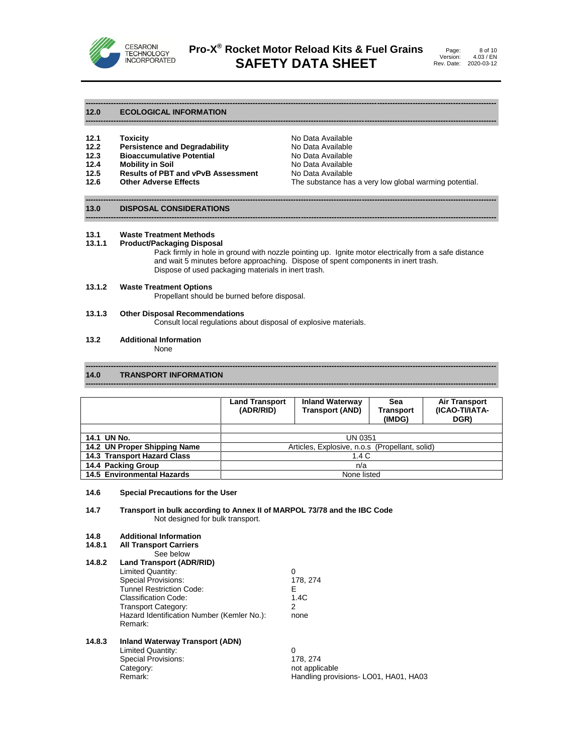## 12.0 ECOLOGICAL INFORMATION

| | | |
|---|---|---|
| **12.1** | **Toxicity** | No Data Available |
| **12.2** | **Persistence and Degradability** | No Data Available |
| **12.3** | **Bioaccumulative Potential** | No Data Available |
| **12.4** | **Mobility in Soil** | No Data Available |
| **12.5** | **Results of PBT and vPvB Assessment** | No Data Available |
| **12.6** | **Other Adverse Effects** | The substance has a very low global warming potential. |

## 13.0 DISPOSAL CONSIDERATIONS

**13.1 Waste Treatment Methods**

**13.1.1 Product/Packaging Disposal**

Pack firmly in hole in ground with nozzle pointing up. Ignite motor electrically from a safe distance and wait 5 minutes before approaching. Dispose of spent components in inert trash.
Dispose of used packaging materials in inert trash.

**13.1.2 Waste Treatment Options**

Propellant should be burned before disposal.

**13.1.3 Other Disposal Recommendations**

Consult local regulations about disposal of explosive materials.

**13.2 Additional Information**

None

## 14.0 TRANSPORT INFORMATION

| | Land Transport (ADR/RID) | Inland Waterway Transport (AND) | Sea Transport (IMDG) | Air Transport (ICAO-TI/IATA-DGR) |
|---|---|---|---|---|
| **14.1 UN No.** | UN 0351 | | | |
| **14.2 UN Proper Shipping Name** | Articles, Explosive, n.o.s (Propellant, solid) | | | |
| **14.3 Transport Hazard Class** | 1.4 C | | | |
| **14.4 Packing Group** | n/a | | | |
| **14.5 Environmental Hazards** | None listed | | | |

**14.6 Special Precautions for the User**

**14.7 Transport in bulk according to Annex II of MARPOL 73/78 and the IBC Code**

Not designed for bulk transport.

**14.8 Additional Information**

**14.8.1 All Transport Carriers**

See below

**14.8.2 Land Transport (ADR/RID)**

| | |
|---|---|
| Limited Quantity: | 0 |
| Special Provisions: | 178, 274 |
| Tunnel Restriction Code: | E |
| Classification Code: | 1.4C |
| Transport Category: | 2 |
| Hazard Identification Number (Kemler No.): | none |
| Remark: | |

**14.8.3 Inland Waterway Transport (ADN)**

| | |
|---|---|
| Limited Quantity: | 0 |
| Special Provisions: | 178, 274 |
| Category: | not applicable |
| Remark: | Handling provisions- LO01, HA01, HA03 |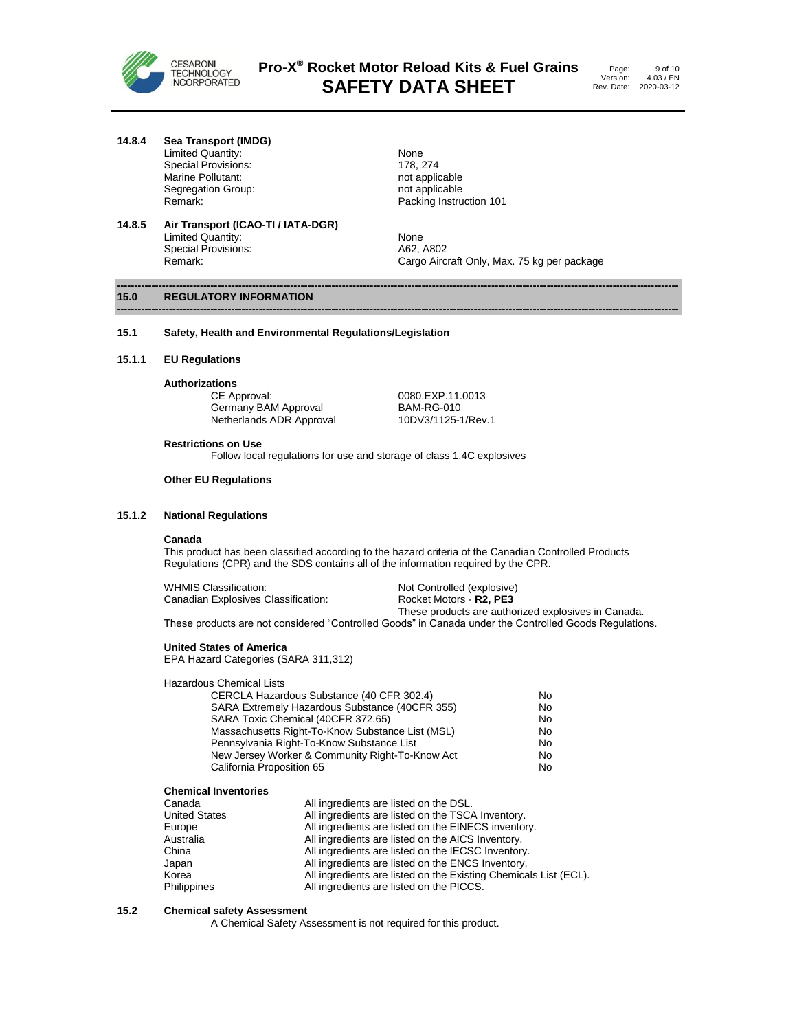#### 14.8.4 Sea Transport (IMDG)

| | |
|---|---|
| Limited Quantity: | None |
| Special Provisions: | 178, 274 |
| Marine Pollutant: | not applicable |
| Segregation Group: | not applicable |
| Remark: | Packing Instruction 101 |

#### 14.8.5 Air Transport (ICAO-TI / IATA-DGR)

| | |
|---|---|
| Limited Quantity: | None |
| Special Provisions: | A62, A802 |
| Remark: | Cargo Aircraft Only, Max. 75 kg per package |

## 15.0 REGULATORY INFORMATION

### 15.1 Safety, Health and Environmental Regulations/Legislation

#### 15.1.1 EU Regulations

**Authorizations**

| | |
|---|---|
| CE Approval: | 0080.EXP.11.0013 |
| Germany BAM Approval | BAM-RG-010 |
| Netherlands ADR Approval | 10DV3/1125-1/Rev.1 |

**Restrictions on Use**

Follow local regulations for use and storage of class 1.4C explosives

**Other EU Regulations**

#### 15.1.2 National Regulations

**Canada**

This product has been classified according to the hazard criteria of the Canadian Controlled Products Regulations (CPR) and the SDS contains all of the information required by the CPR.

| | |
|---|---|
| WHMIS Classification: | Not Controlled (explosive) |
| Canadian Explosives Classification: | Rocket Motors - **R2, PE3**<br>These products are authorized explosives in Canada. |

These products are not considered "Controlled Goods" in Canada under the Controlled Goods Regulations.

**United States of America**

EPA Hazard Categories (SARA 311,312)

Hazardous Chemical Lists

| | |
|---|---|
| CERCLA Hazardous Substance (40 CFR 302.4) | No |
| SARA Extremely Hazardous Substance (40CFR 355) | No |
| SARA Toxic Chemical (40CFR 372.65) | No |
| Massachusetts Right-To-Know Substance List (MSL) | No |
| Pennsylvania Right-To-Know Substance List | No |
| New Jersey Worker & Community Right-To-Know Act | No |
| California Proposition 65 | No |

**Chemical Inventories**

| | |
|---|---|
| Canada | All ingredients are listed on the DSL. |
| United States | All ingredients are listed on the TSCA Inventory. |
| Europe | All ingredients are listed on the EINECS inventory. |
| Australia | All ingredients are listed on the AICS Inventory. |
| China | All ingredients are listed on the IECSC Inventory. |
| Japan | All ingredients are listed on the ENCS Inventory. |
| Korea | All ingredients are listed on the Existing Chemicals List (ECL). |
| Philippines | All ingredients are listed on the PICCS. |

### 15.2 Chemical safety Assessment

A Chemical Safety Assessment is not required for this product.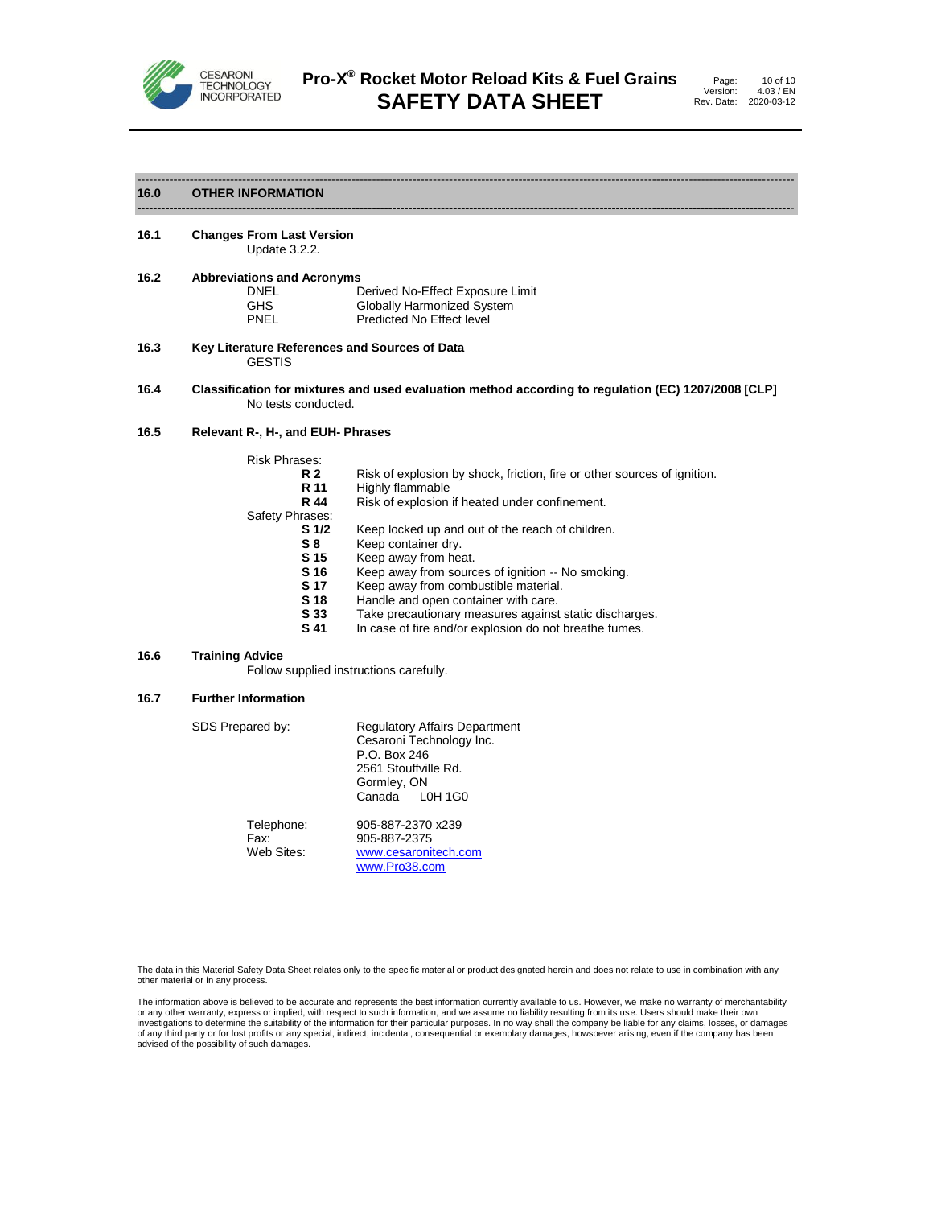## 16.0 OTHER INFORMATION

**16.1 Changes From Last Version**

Update 3.2.2.

**16.2 Abbreviations and Acronyms**

| | |
|---|---|
| DNEL | Derived No-Effect Exposure Limit |
| GHS | Globally Harmonized System |
| PNEL | Predicted No Effect level |

**16.3 Key Literature References and Sources of Data**

GESTIS

**16.4 Classification for mixtures and used evaluation method according to regulation (EC) 1207/2008 [CLP]**

No tests conducted.

**16.5 Relevant R-, H-, and EUH- Phrases**

Risk Phrases:

| | |
|---|---|
| **R 2** | Risk of explosion by shock, friction, fire or other sources of ignition. |
| **R 11** | Highly flammable |
| **R 44** | Risk of explosion if heated under confinement. |

Safety Phrases:

| | |
|---|---|
| **S 1/2** | Keep locked up and out of the reach of children. |
| **S 8** | Keep container dry. |
| **S 15** | Keep away from heat. |
| **S 16** | Keep away from sources of ignition -- No smoking. |
| **S 17** | Keep away from combustible material. |
| **S 18** | Handle and open container with care. |
| **S 33** | Take precautionary measures against static discharges. |
| **S 41** | In case of fire and/or explosion do not breathe fumes. |

**16.6 Training Advice**

Follow supplied instructions carefully.

**16.7 Further Information**

SDS Prepared by:

Regulatory Affairs Department
Cesaroni Technology Inc.
P.O. Box 246
2561 Stouffville Rd.
Gormley, ON
Canada L0H 1G0

| | |
|---|---|
| Telephone: | 905-887-2370 x239 |
| Fax: | 905-887-2375 |
| Web Sites: | www.cesaronitech.com<br>www.Pro38.com |

The data in this Material Safety Data Sheet relates only to the specific material or product designated herein and does not relate to use in combination with any other material or in any process.

The information above is believed to be accurate and represents the best information currently available to us. However, we make no warranty of merchantability or any other warranty, express or implied, with respect to such information, and we assume no liability resulting from its use. Users should make their own investigations to determine the suitability of the information for their particular purposes. In no way shall the company be liable for any claims, losses, or damages of any third party or for lost profits or any special, indirect, incidental, consequential or exemplary damages, howsoever arising, even if the company has been advised of the possibility of such damages.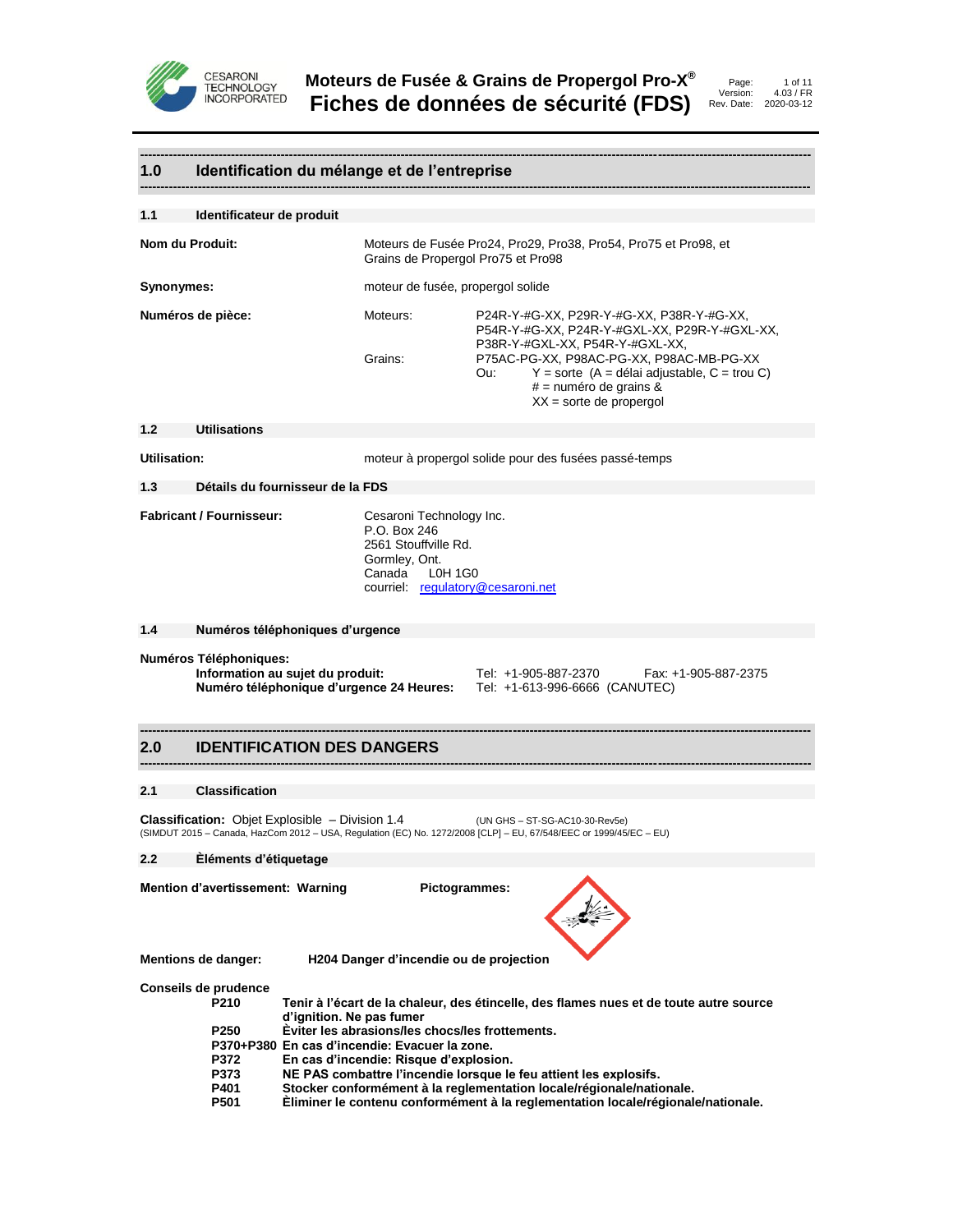## 1.0 Identification du mélange et de l'entreprise

### 1.1 Identificateur de produit

**Nom du Produit:** Moteurs de Fusée Pro24, Pro29, Pro38, Pro54, Pro75 et Pro98, et Grains de Propergol Pro75 et Pro98

**Synonymes:** moteur de fusée, propergol solide

**Numéros de pièce:**

Moteurs: P24R-Y-#G-XX, P29R-Y-#G-XX, P38R-Y-#G-XX, P54R-Y-#G-XX, P24R-Y-#GXL-XX, P29R-Y-#GXL-XX, P38R-Y-#GXL-XX, P54R-Y-#GXL-XX,

Grains: P75AC-PG-XX, P98AC-PG-XX, P98AC-MB-PG-XX

Ou:
- Y = sorte (A = délai adjustable, C = trou C)
- # = numéro de grains &
- XX = sorte de propergol

### 1.2 Utilisations

**Utilisation:** moteur à propergol solide pour des fusées passé-temps

### 1.3 Détails du fournisseur de la FDS

**Fabricant / Fournisseur:**

Cesaroni Technology Inc.
P.O. Box 246
2561 Stouffville Rd.
Gormley, Ont.
Canada L0H 1G0
courriel: regulatory@cesaroni.net

### 1.4 Numéros téléphoniques d'urgence

**Numéros Téléphoniques:**

**Information au sujet du produit:** Tel: +1-905-887-2370 Fax: +1-905-887-2375

**Numéro téléphonique d'urgence 24 Heures:** Tel: +1-613-996-6666 (CANUTEC)

## 2.0 IDENTIFICATION DES DANGERS

### 2.1 Classification

**Classification:** Objet Explosible – Division 1.4 (UN GHS – ST-SG-AC10-30-Rev5e)

(SIMDUT 2015 – Canada, HazCom 2012 – USA, Regulation (EC) No. 1272/2008 [CLP] – EU, 67/548/EEC or 1999/45/EC – EU)

### 2.2 Èléments d'étiquetage

**Mention d'avertissement: Warning**

**Pictogrammes:**

**Mentions de danger:** **H204 Danger d'incendie ou de projection**

**Conseils de prudence**

- **P210** **Tenir à l'écart de la chaleur, des étincelle, des flames nues et de toute autre source d'ignition. Ne pas fumer**
- **P250** **Èviter les abrasions/les chocs/les frottements.**
- **P370+P380** **En cas d'incendie: Evacuer la zone.**
- **P372** **En cas d'incendie: Risque d'explosion.**
- **P373** **NE PAS combattre l'incendie lorsque le feu attient les explosifs.**
- **P401** **Stocker conformément à la reglementation locale/régionale/nationale.**
- **P501** **Èliminer le contenu conformément à la reglementation locale/régionale/nationale.**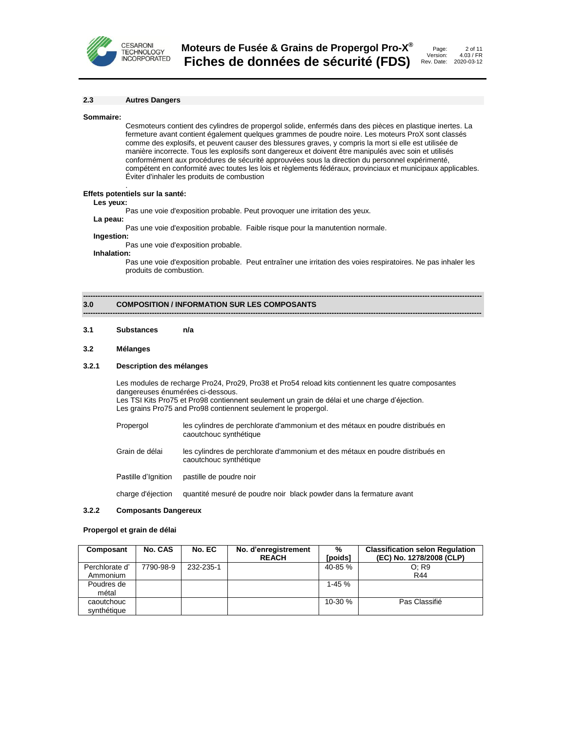## 2.3 Autres Dangers

**Sommaire:**

Cesmoteurs contient des cylindres de propergol solide, enfermés dans des pièces en plastique inertes. La fermeture avant contient également quelques grammes de poudre noire. Les moteurs ProX sont classés comme des explosifs, et peuvent causer des blessures graves, y compris la mort si elle est utilisée de manière incorrecte. Tous les explosifs sont dangereux et doivent être manipulés avec soin et utilisés conformément aux procédures de sécurité approuvées sous la direction du personnel expérimenté, compétent en conformité avec toutes les lois et règlements fédéraux, provinciaux et municipaux applicables. Éviter d'inhaler les produits de combustion

.

**Effets potentiels sur la santé:**

**Les yeux:**

Pas une voie d'exposition probable. Peut provoquer une irritation des yeux.

**La peau:**

Pas une voie d'exposition probable. Faible risque pour la manutention normale.

**Ingestion:**

Pas une voie d'exposition probable.

**Inhalation:**

Pas une voie d'exposition probable. Peut entraîner une irritation des voies respiratoires. Ne pas inhaler les produits de combustion.

# 3.0 COMPOSITION / INFORMATION SUR LES COMPOSANTS

## 3.1 Substances n/a

## 3.2 Mélanges

### 3.2.1 Description des mélanges

Les modules de recharge Pro24, Pro29, Pro38 et Pro54 reload kits contiennent les quatre composantes dangereuses énumérées ci-dessous.
Les TSI Kits Pro75 et Pro98 contiennent seulement un grain de délai et une charge d'éjection.
Les grains Pro75 and Pro98 contiennent seulement le propergol.

| | |
|---|---|
| Propergol | les cylindres de perchlorate d'ammonium et des métaux en poudre distribués en caoutchouc synthétique |
| Grain de délai | les cylindres de perchlorate d'ammonium et des métaux en poudre distribués en caoutchouc synthétique |
| Pastille d'Ignition | pastille de poudre noir |
| charge d'éjection | quantité mesuré de poudre noir black powder dans la fermature avant |

### 3.2.2 Composants Dangereux

**Propergol et grain de délai**

| Composant | No. CAS | No. EC | No. d'enregistrement REACH | % [poids] | Classification selon Regulation (EC) No. 1278/2008 (CLP) |
|---|---|---|---|---|---|
| Perchlorate d' Ammonium | 7790-98-9 | 232-235-1 | | 40-85 % | O; R9<br>R44 |
| Poudres de métal | | | | 1-45 % | |
| caoutchouc synthétique | | | | 10-30 % | Pas Classifié |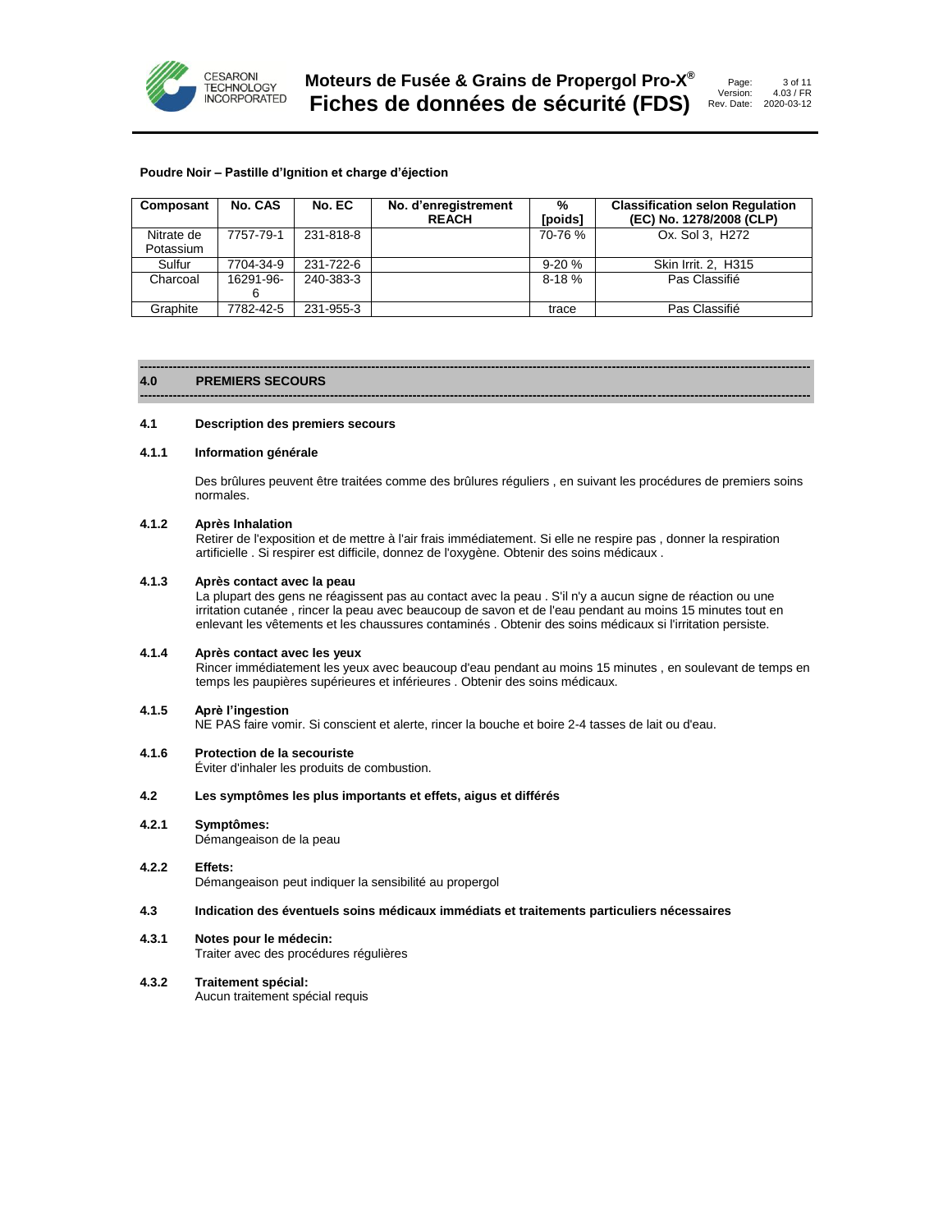**Poudre Noir – Pastille d'Ignition et charge d'éjection**

| Composant | No. CAS | No. EC | No. d'enregistrement REACH | % [poids] | Classification selon Regulation (EC) No. 1278/2008 (CLP) |
|---|---|---|---|---|---|
| Nitrate de Potassium | 7757-79-1 | 231-818-8 | | 70-76 % | Ox. Sol 3, H272 |
| Sulfur | 7704-34-9 | 231-722-6 | | 9-20 % | Skin Irrit. 2, H315 |
| Charcoal | 16291-96-6 | 240-383-3 | | 8-18 % | Pas Classifié |
| Graphite | 7782-42-5 | 231-955-3 | | trace | Pas Classifié |

## 4.0 PREMIERS SECOURS

### 4.1 Description des premiers secours

#### 4.1.1 Information générale

Des brûlures peuvent être traitées comme des brûlures réguliers , en suivant les procédures de premiers soins normales.

#### 4.1.2 Après Inhalation

Retirer de l'exposition et de mettre à l'air frais immédiatement. Si elle ne respire pas , donner la respiration artificielle . Si respirer est difficile, donnez de l'oxygène. Obtenir des soins médicaux .

#### 4.1.3 Après contact avec la peau

La plupart des gens ne réagissent pas au contact avec la peau . S'il n'y a aucun signe de réaction ou une irritation cutanée , rincer la peau avec beaucoup de savon et de l'eau pendant au moins 15 minutes tout en enlevant les vêtements et les chaussures contaminés . Obtenir des soins médicaux si l'irritation persiste.

#### 4.1.4 Après contact avec les yeux

Rincer immédiatement les yeux avec beaucoup d'eau pendant au moins 15 minutes , en soulevant de temps en temps les paupières supérieures et inférieures . Obtenir des soins médicaux.

#### 4.1.5 Aprè l'ingestion

NE PAS faire vomir. Si conscient et alerte, rincer la bouche et boire 2-4 tasses de lait ou d'eau.

#### 4.1.6 Protection de la secouriste

Éviter d'inhaler les produits de combustion.

### 4.2 Les symptômes les plus importants et effets, aigus et différés

#### 4.2.1 Symptômes:

Démangeaison de la peau

#### 4.2.2 Effets:

Démangeaison peut indiquer la sensibilité au propergol

### 4.3 Indication des éventuels soins médicaux immédiats et traitements particuliers nécessaires

#### 4.3.1 Notes pour le médecin:

Traiter avec des procédures régulières

#### 4.3.2 Traitement spécial:

Aucun traitement spécial requis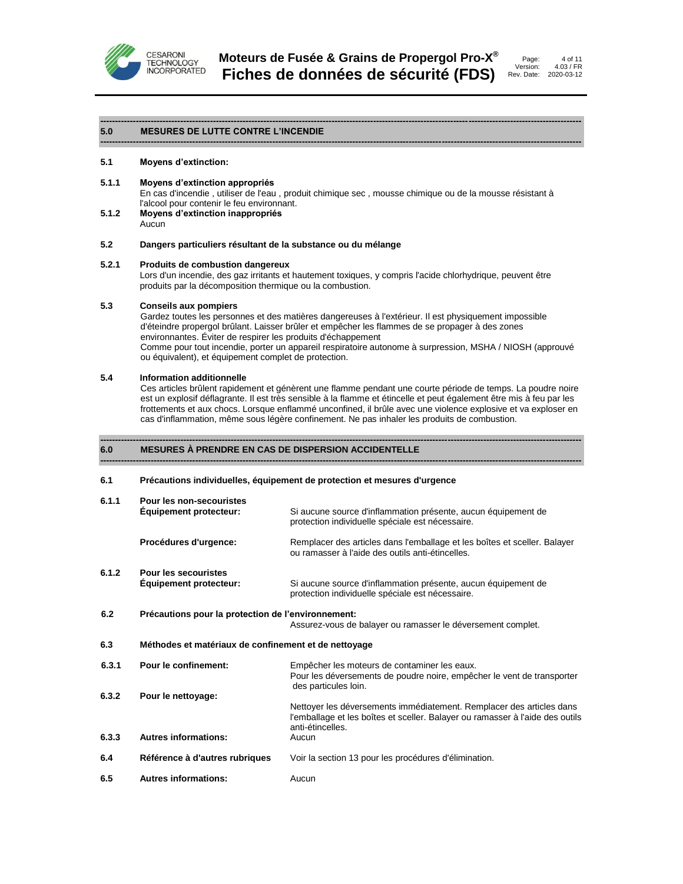## 5.0 MESURES DE LUTTE CONTRE L'INCENDIE

### 5.1 Moyens d'extinction:

**5.1.1 Moyens d'extinction appropriés**
En cas d'incendie , utiliser de l'eau , produit chimique sec , mousse chimique ou de la mousse résistant à l'alcool pour contenir le feu environnant.

**5.1.2 Moyens d'extinction inappropriés**
Aucun

### 5.2 Dangers particuliers résultant de la substance ou du mélange

**5.2.1 Produits de combustion dangereux**
Lors d'un incendie, des gaz irritants et hautement toxiques, y compris l'acide chlorhydrique, peuvent être produits par la décomposition thermique ou la combustion.

### 5.3 Conseils aux pompiers

Gardez toutes les personnes et des matières dangereuses à l'extérieur. Il est physiquement impossible d'éteindre propergol brûlant. Laisser brûler et empêcher les flammes de se propager à des zones environnantes. Éviter de respirer les produits d'échappement
Comme pour tout incendie, porter un appareil respiratoire autonome à surpression, MSHA / NIOSH (approuvé ou équivalent), et équipement complet de protection.

### 5.4 Information additionnelle

Ces articles brûlent rapidement et génèrent une flamme pendant une courte période de temps. La poudre noire est un explosif déflagrante. Il est très sensible à la flamme et étincelle et peut également être mis à feu par les frottements et aux chocs. Lorsque enflammé unconfined, il brûle avec une violence explosive et va exploser en cas d'inflammation, même sous légère confinement. Ne pas inhaler les produits de combustion.

## 6.0 MESURES À PRENDRE EN CAS DE DISPERSION ACCIDENTELLE

### 6.1 Précautions individuelles, équipement de protection et mesures d'urgence

**6.1.1 Pour les non-secouristes**

**Équipement protecteur:** Si aucune source d'inflammation présente, aucun équipement de protection individuelle spéciale est nécessaire.

**Procédures d'urgence:** Remplacer des articles dans l'emballage et les boîtes et sceller. Balayer ou ramasser à l'aide des outils anti-étincelles.

**6.1.2 Pour les secouristes**

**Équipement protecteur:** Si aucune source d'inflammation présente, aucun équipement de protection individuelle spéciale est nécessaire.

### 6.2 Précautions pour la protection de l'environnement:

Assurez-vous de balayer ou ramasser le déversement complet.

### 6.3 Méthodes et matériaux de confinement et de nettoyage

**6.3.1 Pour le confinement:** Empêcher les moteurs de contaminer les eaux.
Pour les déversements de poudre noire, empêcher le vent de transporter des particules loin.

**6.3.2 Pour le nettoyage:** Nettoyer les déversements immédiatement. Remplacer des articles dans l'emballage et les boîtes et sceller. Balayer ou ramasser à l'aide des outils anti-étincelles.

**6.3.3 Autres informations:** Aucun

### 6.4 Référence à d'autres rubriques

Voir la section 13 pour les procédures d'élimination.

### 6.5 Autres informations:

Aucun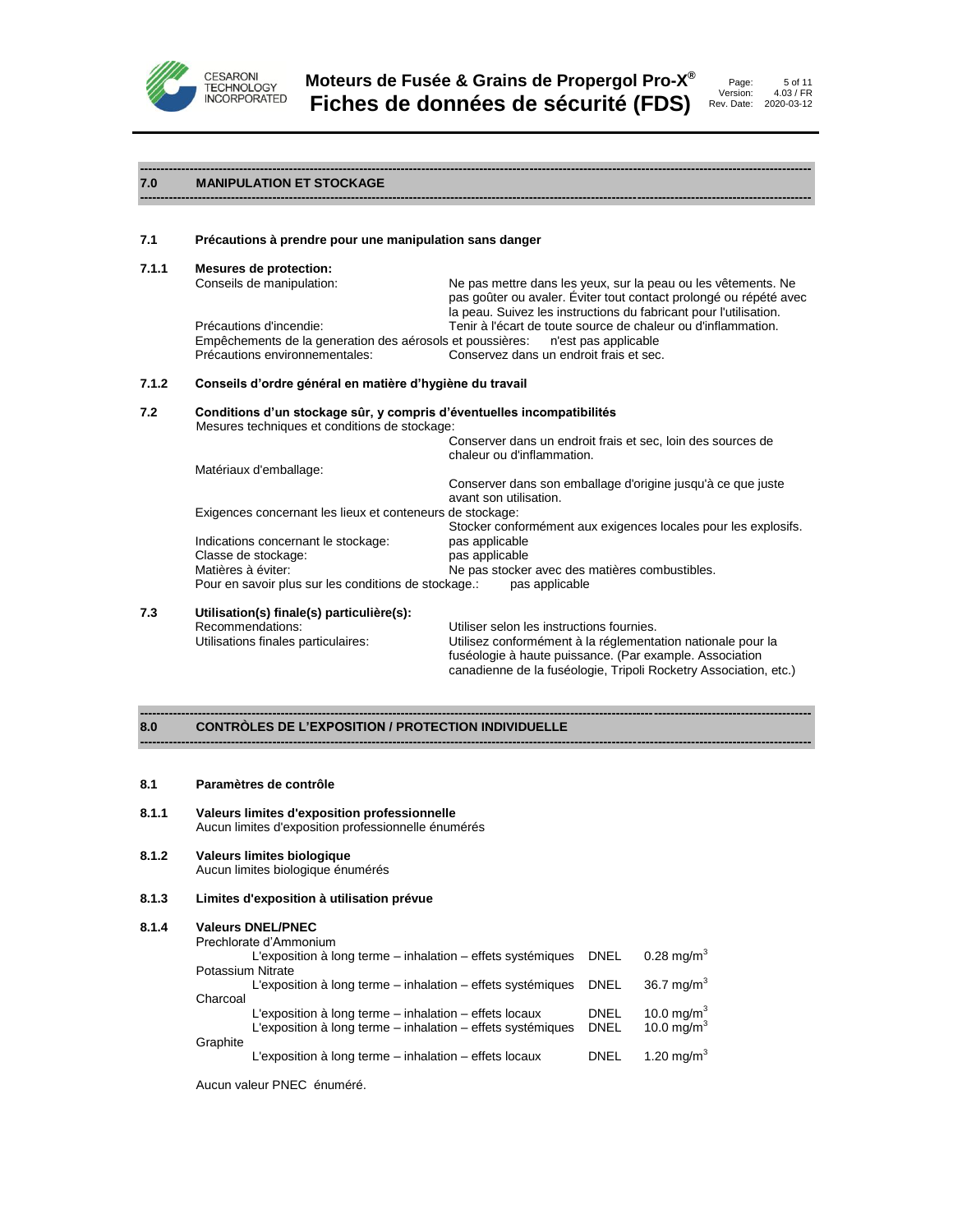## 7.0 MANIPULATION ET STOCKAGE

### 7.1 Précautions à prendre pour une manipulation sans danger

**7.1.1 Mesures de protection:**

| | |
|---|---|
| Conseils de manipulation: | Ne pas mettre dans les yeux, sur la peau ou les vêtements. Ne pas goûter ou avaler. Éviter tout contact prolongé ou répété avec la peau. Suivez les instructions du fabricant pour l'utilisation. |
| Précautions d'incendie: | Tenir à l'écart de toute source de chaleur ou d'inflammation. |
| Empêchements de la generation des aérosols et poussières: | n'est pas applicable |
| Précautions environnementales: | Conservez dans un endroit frais et sec. |

**7.1.2 Conseils d'ordre général en matière d'hygiène du travail**

### 7.2 Conditions d'un stockage sûr, y compris d'éventuelles incompatibilités

| | |
|---|---|
| Mesures techniques et conditions de stockage: | Conserver dans un endroit frais et sec, loin des sources de chaleur ou d'inflammation. |
| Matériaux d'emballage: | Conserver dans son emballage d'origine jusqu'à ce que juste avant son utilisation. |
| Exigences concernant les lieux et conteneurs de stockage: | Stocker conformément aux exigences locales pour les explosifs. |
| Indications concernant le stockage: | pas applicable |
| Classe de stockage: | pas applicable |
| Matières à éviter: | Ne pas stocker avec des matières combustibles. |
| Pour en savoir plus sur les conditions de stockage.: | pas applicable |

### 7.3 Utilisation(s) finale(s) particulière(s):

| | |
|---|---|
| Recommendations: | Utiliser selon les instructions fournies. |
| Utilisations finales particulaires: | Utilisez conformément à la réglementation nationale pour la fuséologie à haute puissance. (Par example. Association canadienne de la fuséologie, Tripoli Rocketry Association, etc.) |

## 8.0 CONTRÔLES DE L'EXPOSITION / PROTECTION INDIVIDUELLE

### 8.1 Paramètres de contrôle

**8.1.1 Valeurs limites d'exposition professionnelle**

Aucun limites d'exposition professionnelle énumérés

**8.1.2 Valeurs limites biologique**

Aucun limites biologique énumérés

**8.1.3 Limites d'exposition à utilisation prévue**

**8.1.4 Valeurs DNEL/PNEC**

| Substance / Exposition | Type | Valeur |
|---|---|---|
| **Prechlorate d'Ammonium** | | |
| L'exposition à long terme – inhalation – effets systémiques | DNEL | 0.28 $mg/m^3$ |
| **Potassium Nitrate** | | |
| L'exposition à long terme – inhalation – effets systémiques | DNEL | 36.7 $mg/m^3$ |
| **Charcoal** | | |
| L'exposition à long terme – inhalation – effets locaux | DNEL | 10.0 $mg/m^3$ |
| L'exposition à long terme – inhalation – effets systémiques | DNEL | 10.0 $mg/m^3$ |
| **Graphite** | | |
| L'exposition à long terme – inhalation – effets locaux | DNEL | 1.20 $mg/m^3$ |

Aucun valeur PNEC énuméré.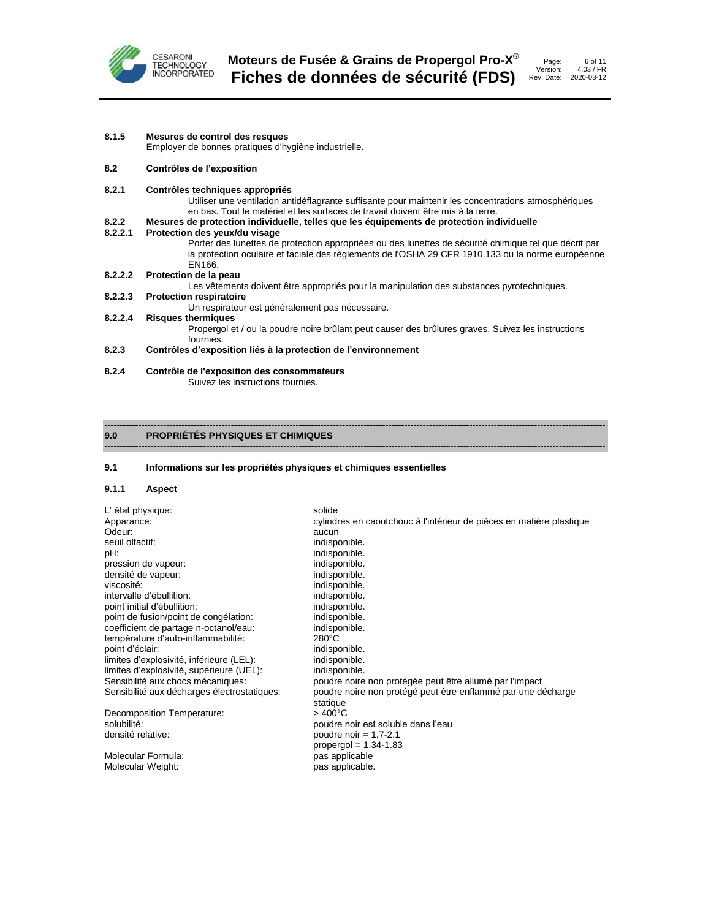**8.1.5 Mesures de control des resques**

Employer de bonnes pratiques d'hygiène industrielle.

**8.2 Contrôles de l'exposition**

**8.2.1 Contrôles techniques appropriés**

Utiliser une ventilation antidéflagrante suffisante pour maintenir les concentrations atmosphériques en bas. Tout le matériel et les surfaces de travail doivent être mis à la terre.

**8.2.2 Mesures de protection individuelle, telles que les équipements de protection individuelle**

**8.2.2.1 Protection des yeux/du visage**

Porter des lunettes de protection appropriées ou des lunettes de sécurité chimique tel que décrit par la protection oculaire et faciale des règlements de l'OSHA 29 CFR 1910.133 ou la norme européenne EN166.

**8.2.2.2 Protection de la peau**

Les vêtements doivent être appropriés pour la manipulation des substances pyrotechniques.

**8.2.2.3 Protection respiratoire**

Un respirateur est généralement pas nécessaire.

**8.2.2.4 Risques thermiques**

Propergol et / ou la poudre noire brûlant peut causer des brûlures graves. Suivez les instructions fournies.

**8.2.3 Contrôles d'exposition liés à la protection de l'environnement**

**8.2.4 Contrôle de l'exposition des consommateurs**

Suivez les instructions fournies.

## 9.0 PROPRIÉTÉS PHYSIQUES ET CHIMIQUES

**9.1 Informations sur les propriétés physiques et chimiques essentielles**

**9.1.1 Aspect**

| | |
|---|---|
| L' état physique: | solide |
| Apparance: | cylindres en caoutchouc à l'intérieur de pièces en matière plastique |
| Odeur: | aucun |
| seuil olfactif: | indisponible. |
| pH: | indisponible. |
| pression de vapeur: | indisponible. |
| densité de vapeur: | indisponible. |
| viscosité: | indisponible. |
| intervalle d'ébullition: | indisponible. |
| point initial d'ébullition: | indisponible. |
| point de fusion/point de congélation: | indisponible. |
| coefficient de partage n-octanol/eau: | indisponible. |
| température d'auto-inflammabilité: | 280°C |
| point d'éclair: | indisponible. |
| limites d'explosivité, inférieure (LEL): | indisponible. |
| limites d'explosivité, supérieure (UEL): | indisponible. |
| Sensibilité aux chocs mécaniques: | poudre noire non protégée peut être allumé par l'impact |
| Sensibilité aux décharges électrostatiques: | poudre noire non protégé peut être enflammé par une décharge statique |
| Decomposition Temperature: | > 400°C |
| solubilité: | poudre noir est soluble dans l'eau |
| densité relative: | poudre noir = 1.7-2.1<br>propergol = 1.34-1.83 |
| Molecular Formula: | pas applicable |
| Molecular Weight: | pas applicable. |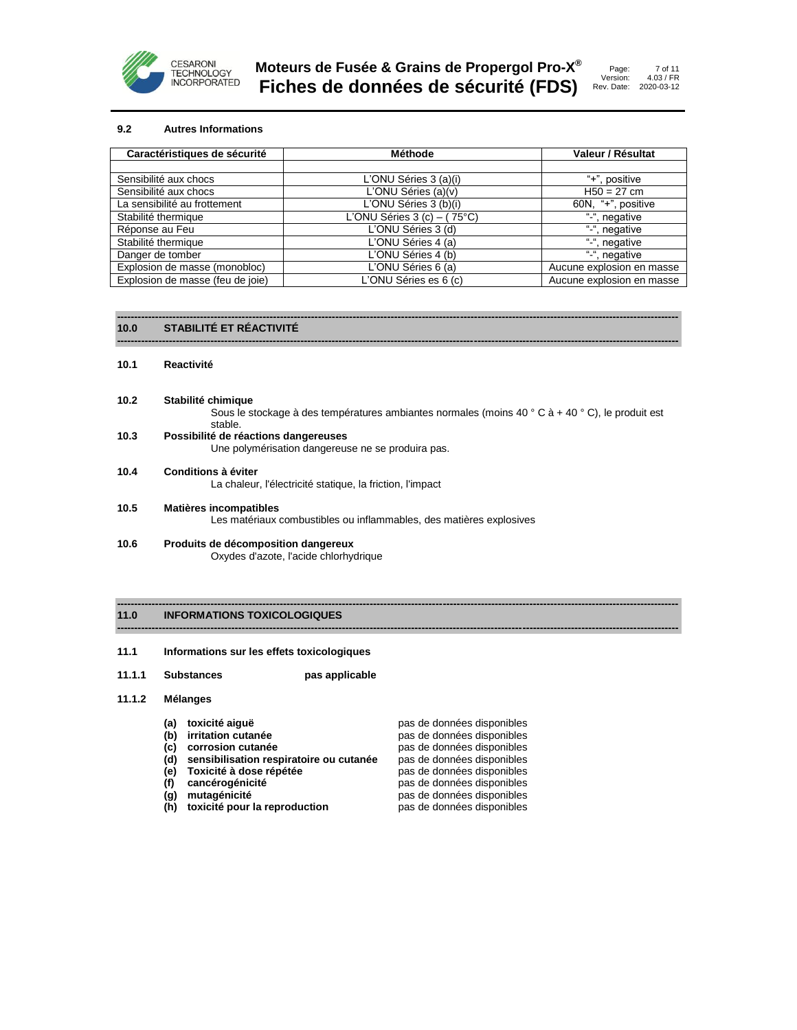### 9.2 Autres Informations

| Caractéristiques de sécurité | Méthode | Valeur / Résultat |
|---|---|---|
| | | |
| Sensibilité aux chocs | L'ONU Séries 3 (a)(i) | "+", positive |
| Sensibilité aux chocs | L'ONU Séries (a)(v) | H50 = 27 cm |
| La sensibilité au frottement | L'ONU Séries 3 (b)(i) | 60N, "+", positive |
| Stabilité thermique | L'ONU Séries 3 (c) – ( 75°C) | "-", negative |
| Réponse au Feu | L'ONU Séries 3 (d) | "-", negative |
| Stabilité thermique | L'ONU Séries 4 (a) | "-", negative |
| Danger de tomber | L'ONU Séries 4 (b) | "-", negative |
| Explosion de masse (monobloc) | L'ONU Séries 6 (a) | Aucune explosion en masse |
| Explosion de masse (feu de joie) | L'ONU Séries es 6 (c) | Aucune explosion en masse |

## 10.0 STABILITÉ ET RÉACTIVITÉ

### 10.1 Reactivité

### 10.2 Stabilité chimique

Sous le stockage à des températures ambiantes normales (moins 40 ° C à + 40 ° C), le produit est stable.

### 10.3 Possibilité de réactions dangereuses

Une polymérisation dangereuse ne se produira pas.

### 10.4 Conditions à éviter

La chaleur, l'électricité statique, la friction, l'impact

### 10.5 Matières incompatibles

Les matériaux combustibles ou inflammables, des matières explosives

### 10.6 Produits de décomposition dangereux

Oxydes d'azote, l'acide chlorhydrique

## 11.0 INFORMATIONS TOXICOLOGIQUES

### 11.1 Informations sur les effets toxicologiques

**11.1.1 Substances** **pas applicable**

**11.1.2 Mélanges**

- **(a) toxicité aiguë** pas de données disponibles
- **(b) irritation cutanée** pas de données disponibles
- **(c) corrosion cutanée** pas de données disponibles
- **(d) sensibilisation respiratoire ou cutanée** pas de données disponibles
- **(e) Toxicité à dose répétée** pas de données disponibles
- **(f) cancérogénicité** pas de données disponibles
- **(g) mutagénicité** pas de données disponibles
- **(h) toxicité pour la reproduction** pas de données disponibles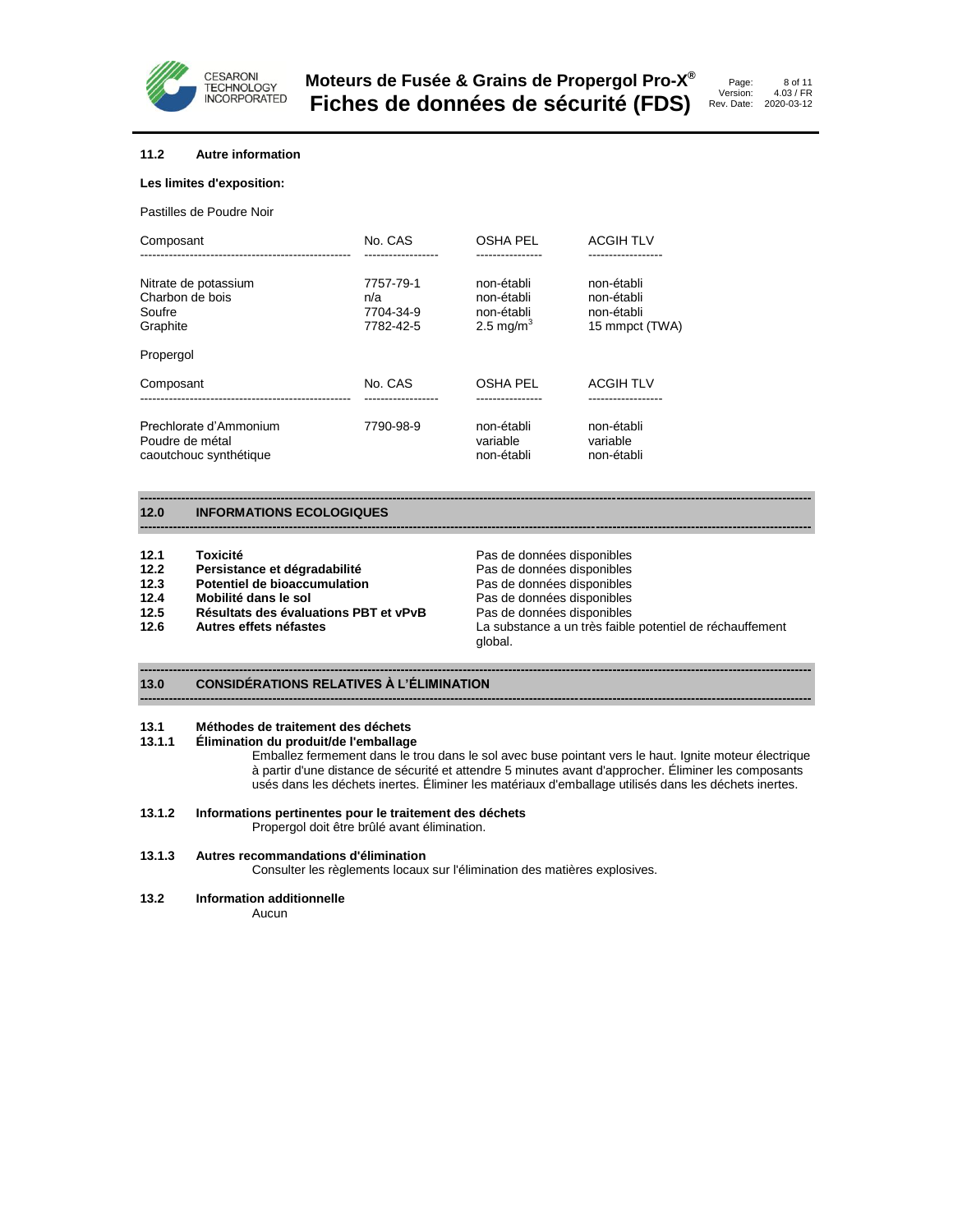### 11.2 Autre information

**Les limites d'exposition:**

Pastilles de Poudre Noir

| Composant | No. CAS | OSHA PEL | ACGIH TLV |
|---|---|---|---|
| Nitrate de potassium | 7757-79-1 | non-établi | non-établi |
| Charbon de bois | n/a | non-établi | non-établi |
| Soufre | 7704-34-9 | non-établi | non-établi |
| Graphite | 7782-42-5 | 2.5 mg/m$^3$ | 15 mmpct (TWA) |

Propergol

| Composant | No. CAS | OSHA PEL | ACGIH TLV |
|---|---|---|---|
| Prechlorate d'Ammonium | 7790-98-9 | non-établi | non-établi |
| Poudre de métal | | variable | variable |
| caoutchouc synthétique | | non-établi | non-établi |

## 12.0 INFORMATIONS ECOLOGIQUES

| | | |
|---|---|---|
| **12.1** | **Toxicité** | Pas de données disponibles |
| **12.2** | **Persistance et dégradabilité** | Pas de données disponibles |
| **12.3** | **Potentiel de bioaccumulation** | Pas de données disponibles |
| **12.4** | **Mobilité dans le sol** | Pas de données disponibles |
| **12.5** | **Résultats des évaluations PBT et vPvB** | Pas de données disponibles |
| **12.6** | **Autres effets néfastes** | La substance a un très faible potentiel de réchauffement global. |

## 13.0 CONSIDÉRATIONS RELATIVES À L'ÉLIMINATION

### 13.1 Méthodes de traitement des déchets

#### 13.1.1 Élimination du produit/de l'emballage

Emballez fermement dans le trou dans le sol avec buse pointant vers le haut. Ignite moteur électrique à partir d'une distance de sécurité et attendre 5 minutes avant d'approcher. Éliminer les composants usés dans les déchets inertes. Éliminer les matériaux d'emballage utilisés dans les déchets inertes.

#### 13.1.2 Informations pertinentes pour le traitement des déchets

Propergol doit être brûlé avant élimination.

#### 13.1.3 Autres recommandations d'élimination

Consulter les règlements locaux sur l'élimination des matières explosives.

### 13.2 Information additionnelle

Aucun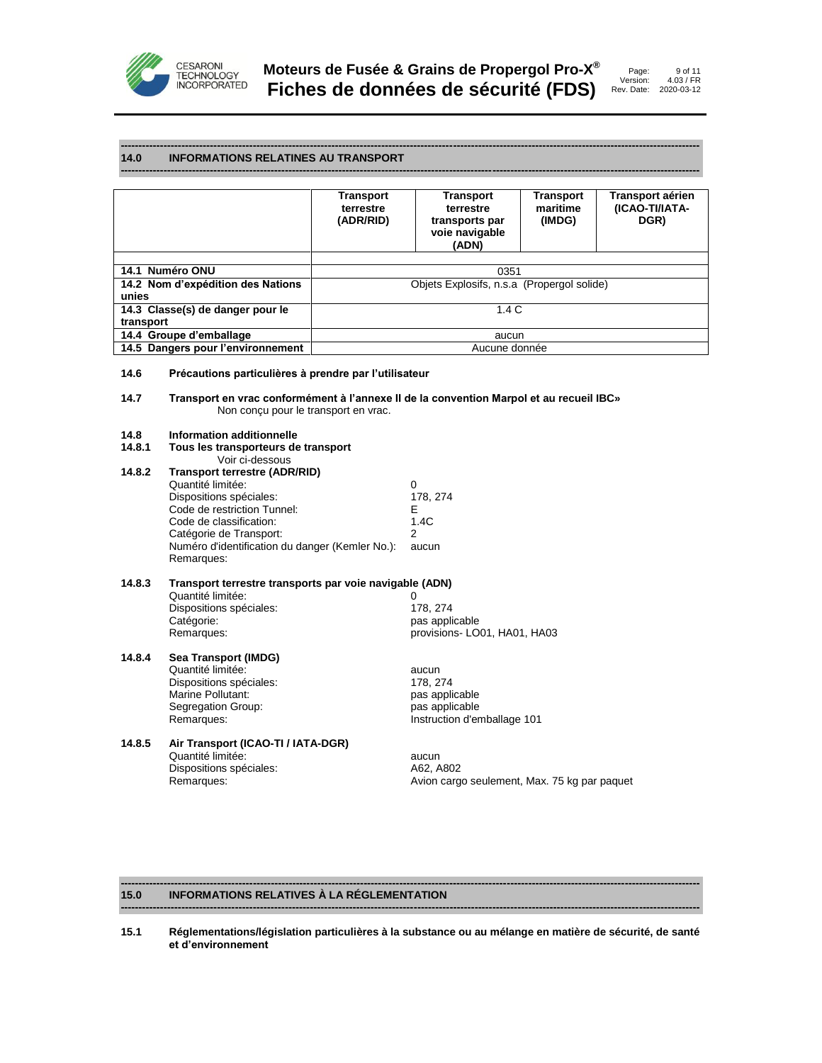## 14.0 INFORMATIONS RELATINES AU TRANSPORT

| | Transport terrestre (ADR/RID) | Transport terrestre transports par voie navigable (ADN) | Transport maritime (IMDG) | Transport aérien (ICAO-TI/IATA-DGR) |
|---|---|---|---|---|
| | | | | |
| **14.1 Numéro ONU** | 0351 | | | |
| **14.2 Nom d'expédition des Nations unies** | Objets Explosifs, n.s.a (Propergol solide) | | | |
| **14.3 Classe(s) de danger pour le transport** | 1.4 C | | | |
| **14.4 Groupe d'emballage** | aucun | | | |
| **14.5 Dangers pour l'environnement** | Aucune donnée | | | |

**14.6 Précautions particulières à prendre par l'utilisateur**

**14.7 Transport en vrac conformément à l'annexe II de la convention Marpol et au recueil IBC»**

Non conçu pour le transport en vrac.

**14.8 Information additionnelle**

**14.8.1 Tous les transporteurs de transport**

Voir ci-dessous

**14.8.2 Transport terrestre (ADR/RID)**

Quantité limitée: 0
Dispositions spéciales: 178, 274
Code de restriction Tunnel: E
Code de classification: 1.4C
Catégorie de Transport: 2
Numéro d'identification du danger (Kemler No.): aucun
Remarques:

**14.8.3 Transport terrestre transports par voie navigable (ADN)**

Quantité limitée: 0
Dispositions spéciales: 178, 274
Catégorie: pas applicable
Remarques: provisions- LO01, HA01, HA03

**14.8.4 Sea Transport (IMDG)**

Quantité limitée: aucun
Dispositions spéciales: 178, 274
Marine Pollutant: pas applicable
Segregation Group: pas applicable
Remarques: Instruction d'emballage 101

**14.8.5 Air Transport (ICAO-TI / IATA-DGR)**

Quantité limitée: aucun
Dispositions spéciales: A62, A802
Remarques: Avion cargo seulement, Max. 75 kg par paquet

## 15.0 INFORMATIONS RELATIVES À LA RÉGLEMENTATION

**15.1 Réglementations/législation particulières à la substance ou au mélange en matière de sécurité, de santé et d'environnement**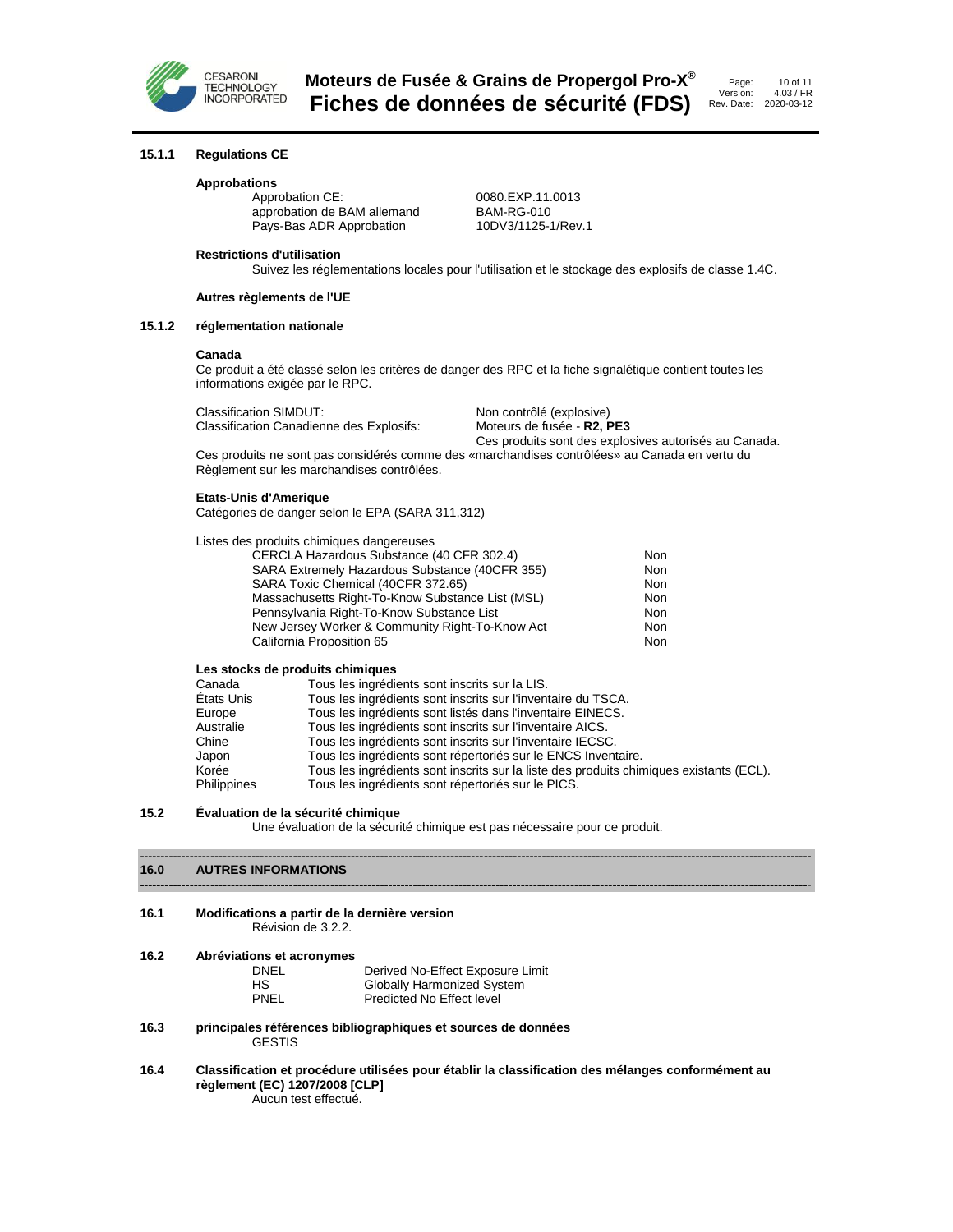### 15.1.1 Regulations CE

**Approbations**

| | |
|---|---|
| Approbation CE: | 0080.EXP.11.0013 |
| approbation de BAM allemand | BAM-RG-010 |
| Pays-Bas ADR Approbation | 10DV3/1125-1/Rev.1 |

**Restrictions d'utilisation**

Suivez les réglementations locales pour l'utilisation et le stockage des explosifs de classe 1.4C.

**Autres règlements de l'UE**

### 15.1.2 réglementation nationale

**Canada**

Ce produit a été classé selon les critères de danger des RPC et la fiche signalétique contient toutes les informations exigée par le RPC.

| | |
|---|---|
| Classification SIMDUT: | Non contrôlé (explosive) |
| Classification Canadienne des Explosifs: | Moteurs de fusée - **R2, PE3** |
| | Ces produits sont des explosives autorisés au Canada. |

Ces produits ne sont pas considérés comme des «marchandises contrôlées» au Canada en vertu du Règlement sur les marchandises contrôlées.

**Etats-Unis d'Amerique**

Catégories de danger selon le EPA (SARA 311,312)

Listes des produits chimiques dangereuses

| | |
|---|---|
| CERCLA Hazardous Substance (40 CFR 302.4) | Non |
| SARA Extremely Hazardous Substance (40CFR 355) | Non |
| SARA Toxic Chemical (40CFR 372.65) | Non |
| Massachusetts Right-To-Know Substance List (MSL) | Non |
| Pennsylvania Right-To-Know Substance List | Non |
| New Jersey Worker & Community Right-To-Know Act | Non |
| California Proposition 65 | Non |

**Les stocks de produits chimiques**

| | |
|---|---|
| Canada | Tous les ingrédients sont inscrits sur la LIS. |
| États Unis | Tous les ingrédients sont inscrits sur l'inventaire du TSCA. |
| Europe | Tous les ingrédients sont listés dans l'inventaire EINECS. |
| Australie | Tous les ingrédients sont inscrits sur l'inventaire AICS. |
| Chine | Tous les ingrédients sont inscrits sur l'inventaire IECSC. |
| Japon | Tous les ingrédients sont répertoriés sur le ENCS Inventaire. |
| Korée | Tous les ingrédients sont inscrits sur la liste des produits chimiques existants (ECL). |
| Philippines | Tous les ingrédients sont répertoriés sur le PICS. |

### 15.2 Évaluation de la sécurité chimique

Une évaluation de la sécurité chimique est pas nécessaire pour ce produit.

## 16.0 AUTRES INFORMATIONS

### 16.1 Modifications a partir de la dernière version

Révision de 3.2.2.

### 16.2 Abréviations et acronymes

| | |
|---|---|
| DNEL | Derived No-Effect Exposure Limit |
| HS | Globally Harmonized System |
| PNEL | Predicted No Effect level |

### 16.3 principales références bibliographiques et sources de données

GESTIS

### 16.4 Classification et procédure utilisées pour établir la classification des mélanges conformément au règlement (EC) 1207/2008 [CLP]

Aucun test effectué.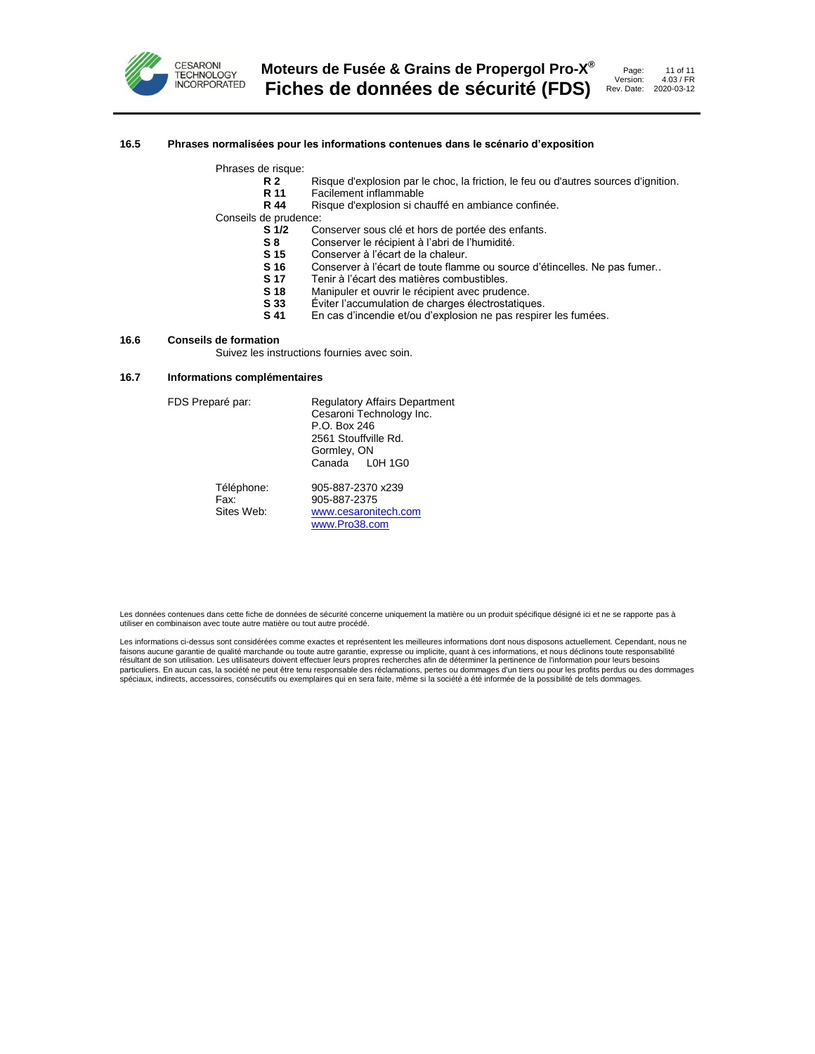### 16.5 Phrases normalisées pour les informations contenues dans le scénario d'exposition

Phrases de risque:

| | |
|---|---|
| **R 2** | Risque d'explosion par le choc, la friction, le feu ou d'autres sources d'ignition. |
| **R 11** | Facilement inflammable |
| **R 44** | Risque d'explosion si chauffé en ambiance confinée. |

Conseils de prudence:

| | |
|---|---|
| **S 1/2** | Conserver sous clé et hors de portée des enfants. |
| **S 8** | Conserver le récipient à l'abri de l'humidité. |
| **S 15** | Conserver à l'écart de la chaleur. |
| **S 16** | Conserver à l'écart de toute flamme ou source d'étincelles. Ne pas fumer.. |
| **S 17** | Tenir à l'écart des matières combustibles. |
| **S 18** | Manipuler et ouvrir le récipient avec prudence. |
| **S 33** | Éviter l'accumulation de charges électrostatiques. |
| **S 41** | En cas d'incendie et/ou d'explosion ne pas respirer les fumées. |

### 16.6 Conseils de formation

Suivez les instructions fournies avec soin.

### 16.7 Informations complémentaires

FDS Preparé par:

Regulatory Affairs Department
Cesaroni Technology Inc.
P.O. Box 246
2561 Stouffville Rd.
Gormley, ON
Canada L0H 1G0

| | |
|---|---|
| Téléphone: | 905-887-2370 x239 |
| Fax: | 905-887-2375 |
| Sites Web: | www.cesaronitech.com<br>www.Pro38.com |

Les données contenues dans cette fiche de données de sécurité concerne uniquement la matière ou un produit spécifique désigné ici et ne se rapporte pas à utiliser en combinaison avec toute autre matière ou tout autre procédé.

Les informations ci-dessus sont considérées comme exactes et représentent les meilleures informations dont nous disposons actuellement. Cependant, nous ne faisons aucune garantie de qualité marchande ou toute autre garantie, expresse ou implicite, quant à ces informations, et nous déclinons toute responsabilité résultant de son utilisation. Les utilisateurs doivent effectuer leurs propres recherches afin de déterminer la pertinence de l'information pour leurs besoins particuliers. En aucun cas, la société ne peut être tenu responsable des réclamations, pertes ou dommages d'un tiers ou pour les profits perdus ou des dommages spéciaux, indirects, accessoires, consécutifs ou exemplaires qui en sera faite, même si la société a été informée de la possibilité de tels dommages.